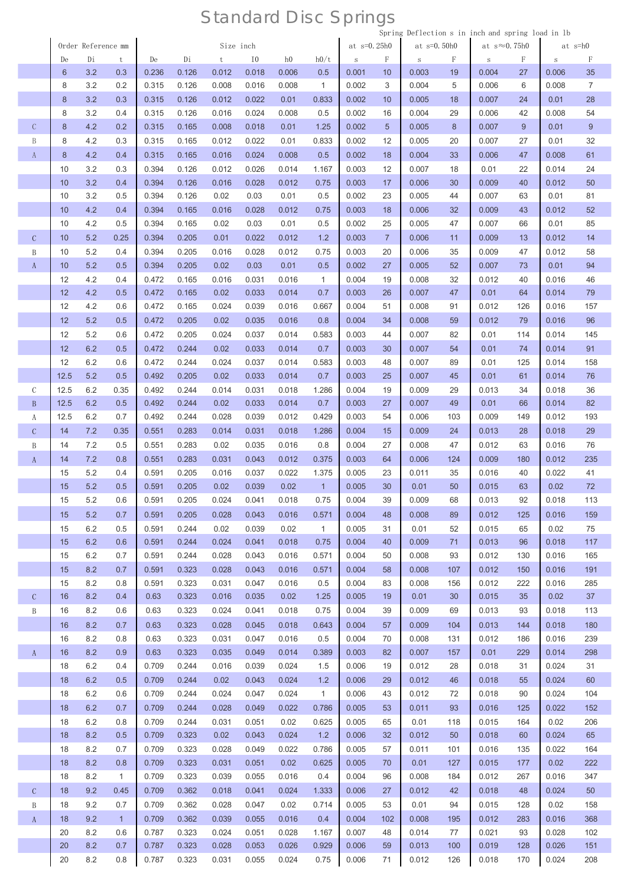# Standard Disc Springs

Spring Deflection s in inch and spring load in lb

| | Order Reference mm | | | Size inch | | | | | | at s=0.25h0 | | at s=0.50h0 | | at s≈0.75h0 | | at s=h0 | |
|---|---|---|---|---|---|---|---|---|---|---|---|---|---|---|---|---|---|
| | De | Di | t | De | Di | t | l0 | h0 | h0/t | s | F | s | F | s | F | s | F |
| | 6 | 3.2 | 0.3 | 0.236 | 0.126 | 0.012 | 0.018 | 0.006 | 0.5 | 0.001 | 10 | 0.003 | 19 | 0.004 | 27 | 0.006 | 35 |
| | 8 | 3.2 | 0.2 | 0.315 | 0.126 | 0.008 | 0.016 | 0.008 | 1 | 0.002 | 3 | 0.004 | 5 | 0.006 | 6 | 0.008 | 7 |
| | 8 | 3.2 | 0.3 | 0.315 | 0.126 | 0.012 | 0.022 | 0.01 | 0.833 | 0.002 | 10 | 0.005 | 18 | 0.007 | 24 | 0.01 | 28 |
| | 8 | 3.2 | 0.4 | 0.315 | 0.126 | 0.016 | 0.024 | 0.008 | 0.5 | 0.002 | 16 | 0.004 | 29 | 0.006 | 42 | 0.008 | 54 |
| C | 8 | 4.2 | 0.2 | 0.315 | 0.165 | 0.008 | 0.018 | 0.01 | 1.25 | 0.002 | 5 | 0.005 | 8 | 0.007 | 9 | 0.01 | 9 |
| B | 8 | 4.2 | 0.3 | 0.315 | 0.165 | 0.012 | 0.022 | 0.01 | 0.833 | 0.002 | 12 | 0.005 | 20 | 0.007 | 27 | 0.01 | 32 |
| A | 8 | 4.2 | 0.4 | 0.315 | 0.165 | 0.016 | 0.024 | 0.008 | 0.5 | 0.002 | 18 | 0.004 | 33 | 0.006 | 47 | 0.008 | 61 |
| | 10 | 3.2 | 0.3 | 0.394 | 0.126 | 0.012 | 0.026 | 0.014 | 1.167 | 0.003 | 12 | 0.007 | 18 | 0.01 | 22 | 0.014 | 24 |
| | 10 | 3.2 | 0.4 | 0.394 | 0.126 | 0.016 | 0.028 | 0.012 | 0.75 | 0.003 | 17 | 0.006 | 30 | 0.009 | 40 | 0.012 | 50 |
| | 10 | 3.2 | 0.5 | 0.394 | 0.126 | 0.02 | 0.03 | 0.01 | 0.5 | 0.002 | 23 | 0.005 | 44 | 0.007 | 63 | 0.01 | 81 |
| | 10 | 4.2 | 0.4 | 0.394 | 0.165 | 0.016 | 0.028 | 0.012 | 0.75 | 0.003 | 18 | 0.006 | 32 | 0.009 | 43 | 0.012 | 52 |
| | 10 | 4.2 | 0.5 | 0.394 | 0.165 | 0.02 | 0.03 | 0.01 | 0.5 | 0.002 | 25 | 0.005 | 47 | 0.007 | 66 | 0.01 | 85 |
| C | 10 | 5.2 | 0.25 | 0.394 | 0.205 | 0.01 | 0.022 | 0.012 | 1.2 | 0.003 | 7 | 0.006 | 11 | 0.009 | 13 | 0.012 | 14 |
| B | 10 | 5.2 | 0.4 | 0.394 | 0.205 | 0.016 | 0.028 | 0.012 | 0.75 | 0.003 | 20 | 0.006 | 35 | 0.009 | 47 | 0.012 | 58 |
| A | 10 | 5.2 | 0.5 | 0.394 | 0.205 | 0.02 | 0.03 | 0.01 | 0.5 | 0.002 | 27 | 0.005 | 52 | 0.007 | 73 | 0.01 | 94 |
| | 12 | 4.2 | 0.4 | 0.472 | 0.165 | 0.016 | 0.031 | 0.016 | 1 | 0.004 | 19 | 0.008 | 32 | 0.012 | 40 | 0.016 | 46 |
| | 12 | 4.2 | 0.5 | 0.472 | 0.165 | 0.02 | 0.033 | 0.014 | 0.7 | 0.003 | 26 | 0.007 | 47 | 0.01 | 64 | 0.014 | 79 |
| | 12 | 4.2 | 0.6 | 0.472 | 0.165 | 0.024 | 0.039 | 0.016 | 0.667 | 0.004 | 51 | 0.008 | 91 | 0.012 | 126 | 0.016 | 157 |
| | 12 | 5.2 | 0.5 | 0.472 | 0.205 | 0.02 | 0.035 | 0.016 | 0.8 | 0.004 | 34 | 0.008 | 59 | 0.012 | 79 | 0.016 | 96 |
| | 12 | 5.2 | 0.6 | 0.472 | 0.205 | 0.024 | 0.037 | 0.014 | 0.583 | 0.003 | 44 | 0.007 | 82 | 0.01 | 114 | 0.014 | 145 |
| | 12 | 6.2 | 0.5 | 0.472 | 0.244 | 0.02 | 0.033 | 0.014 | 0.7 | 0.003 | 30 | 0.007 | 54 | 0.01 | 74 | 0.014 | 91 |
| | 12 | 6.2 | 0.6 | 0.472 | 0.244 | 0.024 | 0.037 | 0.014 | 0.583 | 0.003 | 48 | 0.007 | 89 | 0.01 | 125 | 0.014 | 158 |
| | 12.5 | 5.2 | 0.5 | 0.492 | 0.205 | 0.02 | 0.033 | 0.014 | 0.7 | 0.003 | 25 | 0.007 | 45 | 0.01 | 61 | 0.014 | 76 |
| C | 12.5 | 6.2 | 0.35 | 0.492 | 0.244 | 0.014 | 0.031 | 0.018 | 1.286 | 0.004 | 19 | 0.009 | 29 | 0.013 | 34 | 0.018 | 36 |
| B | 12.5 | 6.2 | 0.5 | 0.492 | 0.244 | 0.02 | 0.033 | 0.014 | 0.7 | 0.003 | 27 | 0.007 | 49 | 0.01 | 66 | 0.014 | 82 |
| A | 12.5 | 6.2 | 0.7 | 0.492 | 0.244 | 0.028 | 0.039 | 0.012 | 0.429 | 0.003 | 54 | 0.006 | 103 | 0.009 | 149 | 0.012 | 193 |
| C | 14 | 7.2 | 0.35 | 0.551 | 0.283 | 0.014 | 0.031 | 0.018 | 1.286 | 0.004 | 15 | 0.009 | 24 | 0.013 | 28 | 0.018 | 29 |
| B | 14 | 7.2 | 0.5 | 0.551 | 0.283 | 0.02 | 0.035 | 0.016 | 0.8 | 0.004 | 27 | 0.008 | 47 | 0.012 | 63 | 0.016 | 76 |
| A | 14 | 7.2 | 0.8 | 0.551 | 0.283 | 0.031 | 0.043 | 0.012 | 0.375 | 0.003 | 64 | 0.006 | 124 | 0.009 | 180 | 0.012 | 235 |
| | 15 | 5.2 | 0.4 | 0.591 | 0.205 | 0.016 | 0.037 | 0.022 | 1.375 | 0.005 | 23 | 0.011 | 35 | 0.016 | 40 | 0.022 | 41 |
| | 15 | 5.2 | 0.5 | 0.591 | 0.205 | 0.02 | 0.039 | 0.02 | 1 | 0.005 | 30 | 0.01 | 50 | 0.015 | 63 | 0.02 | 72 |
| | 15 | 5.2 | 0.6 | 0.591 | 0.205 | 0.024 | 0.041 | 0.018 | 0.75 | 0.004 | 39 | 0.009 | 68 | 0.013 | 92 | 0.018 | 113 |
| | 15 | 5.2 | 0.7 | 0.591 | 0.205 | 0.028 | 0.043 | 0.016 | 0.571 | 0.004 | 48 | 0.008 | 89 | 0.012 | 125 | 0.016 | 159 |
| | 15 | 6.2 | 0.5 | 0.591 | 0.244 | 0.02 | 0.039 | 0.02 | 1 | 0.005 | 31 | 0.01 | 52 | 0.015 | 65 | 0.02 | 75 |
| | 15 | 6.2 | 0.6 | 0.591 | 0.244 | 0.024 | 0.041 | 0.018 | 0.75 | 0.004 | 40 | 0.009 | 71 | 0.013 | 96 | 0.018 | 117 |
| | 15 | 6.2 | 0.7 | 0.591 | 0.244 | 0.028 | 0.043 | 0.016 | 0.571 | 0.004 | 50 | 0.008 | 93 | 0.012 | 130 | 0.016 | 165 |
| | 15 | 8.2 | 0.7 | 0.591 | 0.323 | 0.028 | 0.043 | 0.016 | 0.571 | 0.004 | 58 | 0.008 | 107 | 0.012 | 150 | 0.016 | 191 |
| | 15 | 8.2 | 0.8 | 0.591 | 0.323 | 0.031 | 0.047 | 0.016 | 0.5 | 0.004 | 83 | 0.008 | 156 | 0.012 | 222 | 0.016 | 285 |
| C | 16 | 8.2 | 0.4 | 0.63 | 0.323 | 0.016 | 0.035 | 0.02 | 1.25 | 0.005 | 19 | 0.01 | 30 | 0.015 | 35 | 0.02 | 37 |
| B | 16 | 8.2 | 0.6 | 0.63 | 0.323 | 0.024 | 0.041 | 0.018 | 0.75 | 0.004 | 39 | 0.009 | 69 | 0.013 | 93 | 0.018 | 113 |
| | 16 | 8.2 | 0.7 | 0.63 | 0.323 | 0.028 | 0.045 | 0.018 | 0.643 | 0.004 | 57 | 0.009 | 104 | 0.013 | 144 | 0.018 | 180 |
| | 16 | 8.2 | 0.8 | 0.63 | 0.323 | 0.031 | 0.047 | 0.016 | 0.5 | 0.004 | 70 | 0.008 | 131 | 0.012 | 186 | 0.016 | 239 |
| A | 16 | 8.2 | 0.9 | 0.63 | 0.323 | 0.035 | 0.049 | 0.014 | 0.389 | 0.003 | 82 | 0.007 | 157 | 0.01 | 229 | 0.014 | 298 |
| | 18 | 6.2 | 0.4 | 0.709 | 0.244 | 0.016 | 0.039 | 0.024 | 1.5 | 0.006 | 19 | 0.012 | 28 | 0.018 | 31 | 0.024 | 31 |
| | 18 | 6.2 | 0.5 | 0.709 | 0.244 | 0.02 | 0.043 | 0.024 | 1.2 | 0.006 | 29 | 0.012 | 46 | 0.018 | 55 | 0.024 | 60 |
| | 18 | 6.2 | 0.6 | 0.709 | 0.244 | 0.024 | 0.047 | 0.024 | 1 | 0.006 | 43 | 0.012 | 72 | 0.018 | 90 | 0.024 | 104 |
| | 18 | 6.2 | 0.7 | 0.709 | 0.244 | 0.028 | 0.049 | 0.022 | 0.786 | 0.005 | 53 | 0.011 | 93 | 0.016 | 125 | 0.022 | 152 |
| | 18 | 6.2 | 0.8 | 0.709 | 0.244 | 0.031 | 0.051 | 0.02 | 0.625 | 0.005 | 65 | 0.01 | 118 | 0.015 | 164 | 0.02 | 206 |
| | 18 | 8.2 | 0.5 | 0.709 | 0.323 | 0.02 | 0.043 | 0.024 | 1.2 | 0.006 | 32 | 0.012 | 50 | 0.018 | 60 | 0.024 | 65 |
| | 18 | 8.2 | 0.7 | 0.709 | 0.323 | 0.028 | 0.049 | 0.022 | 0.786 | 0.005 | 57 | 0.011 | 101 | 0.016 | 135 | 0.022 | 164 |
| | 18 | 8.2 | 0.8 | 0.709 | 0.323 | 0.031 | 0.051 | 0.02 | 0.625 | 0.005 | 70 | 0.01 | 127 | 0.015 | 177 | 0.02 | 222 |
| | 18 | 8.2 | 1 | 0.709 | 0.323 | 0.039 | 0.055 | 0.016 | 0.4 | 0.004 | 96 | 0.008 | 184 | 0.012 | 267 | 0.016 | 347 |
| C | 18 | 9.2 | 0.45 | 0.709 | 0.362 | 0.018 | 0.041 | 0.024 | 1.333 | 0.006 | 27 | 0.012 | 42 | 0.018 | 48 | 0.024 | 50 |
| B | 18 | 9.2 | 0.7 | 0.709 | 0.362 | 0.028 | 0.047 | 0.02 | 0.714 | 0.005 | 53 | 0.01 | 94 | 0.015 | 128 | 0.02 | 158 |
| A | 18 | 9.2 | 1 | 0.709 | 0.362 | 0.039 | 0.055 | 0.016 | 0.4 | 0.004 | 102 | 0.008 | 195 | 0.012 | 283 | 0.016 | 368 |
| | 20 | 8.2 | 0.6 | 0.787 | 0.323 | 0.024 | 0.051 | 0.028 | 1.167 | 0.007 | 48 | 0.014 | 77 | 0.021 | 93 | 0.028 | 102 |
| | 20 | 8.2 | 0.7 | 0.787 | 0.323 | 0.028 | 0.053 | 0.026 | 0.929 | 0.006 | 59 | 0.013 | 100 | 0.019 | 128 | 0.026 | 151 |
| | 20 | 8.2 | 0.8 | 0.787 | 0.323 | 0.031 | 0.055 | 0.024 | 0.75 | 0.006 | 71 | 0.012 | 126 | 0.018 | 170 | 0.024 | 208 |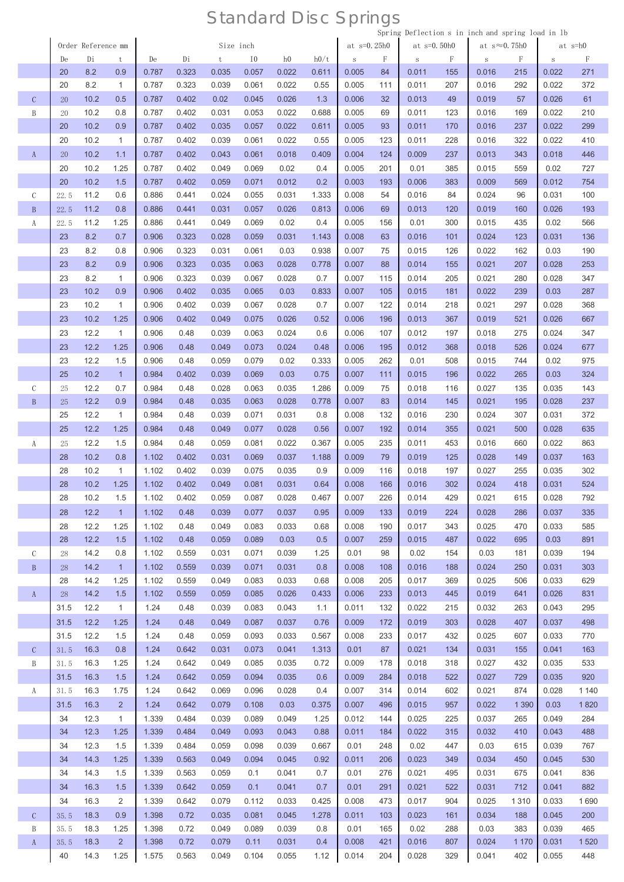# Standard Disc Springs

| | Order Reference mm | | | Size inch | | | | | | Spring Deflection s in inch and spring load in lb | | | | | | | |
|---|---|---|---|---|---|---|---|---|---|---|---|---|---|---|---|---|---|
| | | | | | | | | | | at s=0.25h0 | | at s=0.50h0 | | at s≈0.75h0 | | at s=h0 | |
| | De | Di | t | De | Di | t | I0 | h0 | h0/t | s | F | s | F | s | F | s | F |
| | 20 | 8.2 | 0.9 | 0.787 | 0.323 | 0.035 | 0.057 | 0.022 | 0.611 | 0.005 | 84 | 0.011 | 155 | 0.016 | 215 | 0.022 | 271 |
| | 20 | 8.2 | 1 | 0.787 | 0.323 | 0.039 | 0.061 | 0.022 | 0.55 | 0.005 | 111 | 0.011 | 207 | 0.016 | 292 | 0.022 | 372 |
| C | 20 | 10.2 | 0.5 | 0.787 | 0.402 | 0.02 | 0.045 | 0.026 | 1.3 | 0.006 | 32 | 0.013 | 49 | 0.019 | 57 | 0.026 | 61 |
| B | 20 | 10.2 | 0.8 | 0.787 | 0.402 | 0.031 | 0.053 | 0.022 | 0.688 | 0.005 | 69 | 0.011 | 123 | 0.016 | 169 | 0.022 | 210 |
| | 20 | 10.2 | 0.9 | 0.787 | 0.402 | 0.035 | 0.057 | 0.022 | 0.611 | 0.005 | 93 | 0.011 | 170 | 0.016 | 237 | 0.022 | 299 |
| | 20 | 10.2 | 1 | 0.787 | 0.402 | 0.039 | 0.061 | 0.022 | 0.55 | 0.005 | 123 | 0.011 | 228 | 0.016 | 322 | 0.022 | 410 |
| A | 20 | 10.2 | 1.1 | 0.787 | 0.402 | 0.043 | 0.061 | 0.018 | 0.409 | 0.004 | 124 | 0.009 | 237 | 0.013 | 343 | 0.018 | 446 |
| | 20 | 10.2 | 1.25 | 0.787 | 0.402 | 0.049 | 0.069 | 0.02 | 0.4 | 0.005 | 201 | 0.01 | 385 | 0.015 | 559 | 0.02 | 727 |
| | 20 | 10.2 | 1.5 | 0.787 | 0.402 | 0.059 | 0.071 | 0.012 | 0.2 | 0.003 | 193 | 0.006 | 383 | 0.009 | 569 | 0.012 | 754 |
| C | 22.5 | 11.2 | 0.6 | 0.886 | 0.441 | 0.024 | 0.055 | 0.031 | 1.333 | 0.008 | 54 | 0.016 | 84 | 0.024 | 96 | 0.031 | 100 |
| B | 22.5 | 11.2 | 0.8 | 0.886 | 0.441 | 0.031 | 0.057 | 0.026 | 0.813 | 0.006 | 69 | 0.013 | 120 | 0.019 | 160 | 0.026 | 193 |
| A | 22.5 | 11.2 | 1.25 | 0.886 | 0.441 | 0.049 | 0.069 | 0.02 | 0.4 | 0.005 | 156 | 0.01 | 300 | 0.015 | 435 | 0.02 | 566 |
| | 23 | 8.2 | 0.7 | 0.906 | 0.323 | 0.028 | 0.059 | 0.031 | 1.143 | 0.008 | 63 | 0.016 | 101 | 0.024 | 123 | 0.031 | 136 |
| | 23 | 8.2 | 0.8 | 0.906 | 0.323 | 0.031 | 0.061 | 0.03 | 0.938 | 0.007 | 75 | 0.015 | 126 | 0.022 | 162 | 0.03 | 190 |
| | 23 | 8.2 | 0.9 | 0.906 | 0.323 | 0.035 | 0.063 | 0.028 | 0.778 | 0.007 | 88 | 0.014 | 155 | 0.021 | 207 | 0.028 | 253 |
| | 23 | 8.2 | 1 | 0.906 | 0.323 | 0.039 | 0.067 | 0.028 | 0.7 | 0.007 | 115 | 0.014 | 205 | 0.021 | 280 | 0.028 | 347 |
| | 23 | 10.2 | 0.9 | 0.906 | 0.402 | 0.035 | 0.065 | 0.03 | 0.833 | 0.007 | 105 | 0.015 | 181 | 0.022 | 239 | 0.03 | 287 |
| | 23 | 10.2 | 1 | 0.906 | 0.402 | 0.039 | 0.067 | 0.028 | 0.7 | 0.007 | 122 | 0.014 | 218 | 0.021 | 297 | 0.028 | 368 |
| | 23 | 10.2 | 1.25 | 0.906 | 0.402 | 0.049 | 0.075 | 0.026 | 0.52 | 0.006 | 196 | 0.013 | 367 | 0.019 | 521 | 0.026 | 667 |
| | 23 | 12.2 | 1 | 0.906 | 0.48 | 0.039 | 0.063 | 0.024 | 0.6 | 0.006 | 107 | 0.012 | 197 | 0.018 | 275 | 0.024 | 347 |
| | 23 | 12.2 | 1.25 | 0.906 | 0.48 | 0.049 | 0.073 | 0.024 | 0.48 | 0.006 | 195 | 0.012 | 368 | 0.018 | 526 | 0.024 | 677 |
| | 23 | 12.2 | 1.5 | 0.906 | 0.48 | 0.059 | 0.079 | 0.02 | 0.333 | 0.005 | 262 | 0.01 | 508 | 0.015 | 744 | 0.02 | 975 |
| | 25 | 10.2 | 1 | 0.984 | 0.402 | 0.039 | 0.069 | 0.03 | 0.75 | 0.007 | 111 | 0.015 | 196 | 0.022 | 265 | 0.03 | 324 |
| C | 25 | 12.2 | 0.7 | 0.984 | 0.48 | 0.028 | 0.063 | 0.035 | 1.286 | 0.009 | 75 | 0.018 | 116 | 0.027 | 135 | 0.035 | 143 |
| B | 25 | 12.2 | 0.9 | 0.984 | 0.48 | 0.035 | 0.063 | 0.028 | 0.778 | 0.007 | 83 | 0.014 | 145 | 0.021 | 195 | 0.028 | 237 |
| | 25 | 12.2 | 1 | 0.984 | 0.48 | 0.039 | 0.071 | 0.031 | 0.8 | 0.008 | 132 | 0.016 | 230 | 0.024 | 307 | 0.031 | 372 |
| | 25 | 12.2 | 1.25 | 0.984 | 0.48 | 0.049 | 0.077 | 0.028 | 0.56 | 0.007 | 192 | 0.014 | 355 | 0.021 | 500 | 0.028 | 635 |
| A | 25 | 12.2 | 1.5 | 0.984 | 0.48 | 0.059 | 0.081 | 0.022 | 0.367 | 0.005 | 235 | 0.011 | 453 | 0.016 | 660 | 0.022 | 863 |
| | 28 | 10.2 | 0.8 | 1.102 | 0.402 | 0.031 | 0.069 | 0.037 | 1.188 | 0.009 | 79 | 0.019 | 125 | 0.028 | 149 | 0.037 | 163 |
| | 28 | 10.2 | 1 | 1.102 | 0.402 | 0.039 | 0.075 | 0.035 | 0.9 | 0.009 | 116 | 0.018 | 197 | 0.027 | 255 | 0.035 | 302 |
| | 28 | 10.2 | 1.25 | 1.102 | 0.402 | 0.049 | 0.081 | 0.031 | 0.64 | 0.008 | 166 | 0.016 | 302 | 0.024 | 418 | 0.031 | 524 |
| | 28 | 10.2 | 1.5 | 1.102 | 0.402 | 0.059 | 0.087 | 0.028 | 0.467 | 0.007 | 226 | 0.014 | 429 | 0.021 | 615 | 0.028 | 792 |
| | 28 | 12.2 | 1 | 1.102 | 0.48 | 0.039 | 0.077 | 0.037 | 0.95 | 0.009 | 133 | 0.019 | 224 | 0.028 | 286 | 0.037 | 335 |
| | 28 | 12.2 | 1.25 | 1.102 | 0.48 | 0.049 | 0.083 | 0.033 | 0.68 | 0.008 | 190 | 0.017 | 343 | 0.025 | 470 | 0.033 | 585 |
| | 28 | 12.2 | 1.5 | 1.102 | 0.48 | 0.059 | 0.089 | 0.03 | 0.5 | 0.007 | 259 | 0.015 | 487 | 0.022 | 695 | 0.03 | 891 |
| C | 28 | 14.2 | 0.8 | 1.102 | 0.559 | 0.031 | 0.071 | 0.039 | 1.25 | 0.01 | 98 | 0.02 | 154 | 0.03 | 181 | 0.039 | 194 |
| B | 28 | 14.2 | 1 | 1.102 | 0.559 | 0.039 | 0.071 | 0.031 | 0.8 | 0.008 | 108 | 0.016 | 188 | 0.024 | 250 | 0.031 | 303 |
| | 28 | 14.2 | 1.25 | 1.102 | 0.559 | 0.049 | 0.083 | 0.033 | 0.68 | 0.008 | 205 | 0.017 | 369 | 0.025 | 506 | 0.033 | 629 |
| A | 28 | 14.2 | 1.5 | 1.102 | 0.559 | 0.059 | 0.085 | 0.026 | 0.433 | 0.006 | 233 | 0.013 | 445 | 0.019 | 641 | 0.026 | 831 |
| | 31.5 | 12.2 | 1 | 1.24 | 0.48 | 0.039 | 0.083 | 0.043 | 1.1 | 0.011 | 132 | 0.022 | 215 | 0.032 | 263 | 0.043 | 295 |
| | 31.5 | 12.2 | 1.25 | 1.24 | 0.48 | 0.049 | 0.087 | 0.037 | 0.76 | 0.009 | 172 | 0.019 | 303 | 0.028 | 407 | 0.037 | 498 |
| | 31.5 | 12.2 | 1.5 | 1.24 | 0.48 | 0.059 | 0.093 | 0.033 | 0.567 | 0.008 | 233 | 0.017 | 432 | 0.025 | 607 | 0.033 | 770 |
| C | 31.5 | 16.3 | 0.8 | 1.24 | 0.642 | 0.031 | 0.073 | 0.041 | 1.313 | 0.01 | 87 | 0.021 | 134 | 0.031 | 155 | 0.041 | 163 |
| B | 31.5 | 16.3 | 1.25 | 1.24 | 0.642 | 0.049 | 0.085 | 0.035 | 0.72 | 0.009 | 178 | 0.018 | 318 | 0.027 | 432 | 0.035 | 533 |
| | 31.5 | 16.3 | 1.5 | 1.24 | 0.642 | 0.059 | 0.094 | 0.035 | 0.6 | 0.009 | 284 | 0.018 | 522 | 0.027 | 729 | 0.035 | 920 |
| A | 31.5 | 16.3 | 1.75 | 1.24 | 0.642 | 0.069 | 0.096 | 0.028 | 0.4 | 0.007 | 314 | 0.014 | 602 | 0.021 | 874 | 0.028 | 1 140 |
| | 31.5 | 16.3 | 2 | 1.24 | 0.642 | 0.079 | 0.108 | 0.03 | 0.375 | 0.007 | 496 | 0.015 | 957 | 0.022 | 1 390 | 0.03 | 1 820 |
| | 34 | 12.3 | 1 | 1.339 | 0.484 | 0.039 | 0.089 | 0.049 | 1.25 | 0.012 | 144 | 0.025 | 225 | 0.037 | 265 | 0.049 | 284 |
| | 34 | 12.3 | 1.25 | 1.339 | 0.484 | 0.049 | 0.093 | 0.043 | 0.88 | 0.011 | 184 | 0.022 | 315 | 0.032 | 410 | 0.043 | 488 |
| | 34 | 12.3 | 1.5 | 1.339 | 0.484 | 0.059 | 0.098 | 0.039 | 0.667 | 0.01 | 248 | 0.02 | 447 | 0.03 | 615 | 0.039 | 767 |
| | 34 | 14.3 | 1.25 | 1.339 | 0.563 | 0.049 | 0.094 | 0.045 | 0.92 | 0.011 | 206 | 0.023 | 349 | 0.034 | 450 | 0.045 | 530 |
| | 34 | 14.3 | 1.5 | 1.339 | 0.563 | 0.059 | 0.1 | 0.041 | 0.7 | 0.01 | 276 | 0.021 | 495 | 0.031 | 675 | 0.041 | 836 |
| | 34 | 16.3 | 1.5 | 1.339 | 0.642 | 0.059 | 0.1 | 0.041 | 0.7 | 0.01 | 291 | 0.021 | 522 | 0.031 | 712 | 0.041 | 882 |
| | 34 | 16.3 | 2 | 1.339 | 0.642 | 0.079 | 0.112 | 0.033 | 0.425 | 0.008 | 473 | 0.017 | 904 | 0.025 | 1 310 | 0.033 | 1 690 |
| C | 35.5 | 18.3 | 0.9 | 1.398 | 0.72 | 0.035 | 0.081 | 0.045 | 1.278 | 0.011 | 103 | 0.023 | 161 | 0.034 | 188 | 0.045 | 200 |
| B | 35.5 | 18.3 | 1.25 | 1.398 | 0.72 | 0.049 | 0.089 | 0.039 | 0.8 | 0.01 | 165 | 0.02 | 288 | 0.03 | 383 | 0.039 | 465 |
| A | 35.5 | 18.3 | 2 | 1.398 | 0.72 | 0.079 | 0.11 | 0.031 | 0.4 | 0.008 | 421 | 0.016 | 807 | 0.024 | 1 170 | 0.031 | 1 520 |
| | 40 | 14.3 | 1.25 | 1.575 | 0.563 | 0.049 | 0.104 | 0.055 | 1.12 | 0.014 | 204 | 0.028 | 329 | 0.041 | 402 | 0.055 | 448 |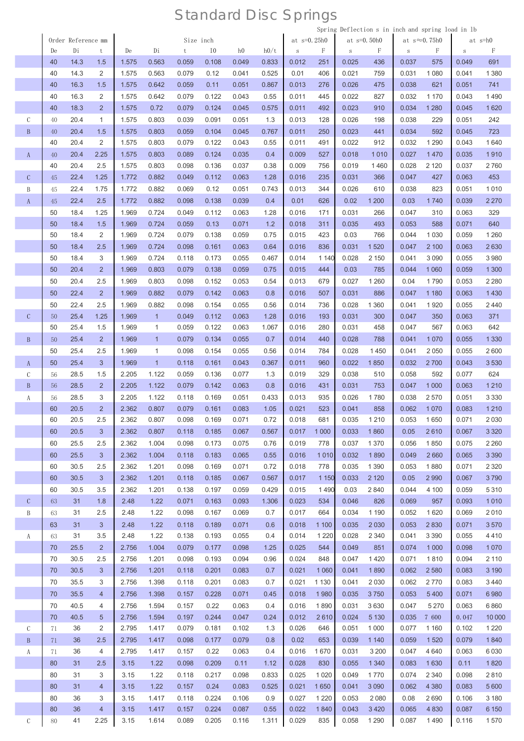# Standard Disc Springs

Spring Deflection s in inch and spring load in lb

| | Order Reference mm | | | Size inch | | | | | | at s=0.25h0 | | at s=0.50h0 | | at s≈0.75h0 | | at s=h0 | |
|---|---|---|---|---|---|---|---|---|---|---|---|---|---|---|---|---|---|
| | De | Di | t | De | Di | t | l0 | h0 | h0/t | s | F | s | F | s | F | s | F |
| | 40 | 14.3 | 1.5 | 1.575 | 0.563 | 0.059 | 0.108 | 0.049 | 0.833 | 0.012 | 251 | 0.025 | 436 | 0.037 | 575 | 0.049 | 691 |
| | 40 | 14.3 | 2 | 1.575 | 0.563 | 0.079 | 0.12 | 0.041 | 0.525 | 0.01 | 406 | 0.021 | 759 | 0.031 | 1 080 | 0.041 | 1 380 |
| | 40 | 16.3 | 1.5 | 1.575 | 0.642 | 0.059 | 0.11 | 0.051 | 0.867 | 0.013 | 276 | 0.026 | 475 | 0.038 | 621 | 0.051 | 741 |
| | 40 | 16.3 | 2 | 1.575 | 0.642 | 0.079 | 0.122 | 0.043 | 0.55 | 0.011 | 445 | 0.022 | 827 | 0.032 | 1 170 | 0.043 | 1 490 |
| | 40 | 18.3 | 2 | 1.575 | 0.72 | 0.079 | 0.124 | 0.045 | 0.575 | 0.011 | 492 | 0.023 | 910 | 0.034 | 1 280 | 0.045 | 1 620 |
| C | 40 | 20.4 | 1 | 1.575 | 0.803 | 0.039 | 0.091 | 0.051 | 1.3 | 0.013 | 128 | 0.026 | 198 | 0.038 | 229 | 0.051 | 242 |
| B | 40 | 20.4 | 1.5 | 1.575 | 0.803 | 0.059 | 0.104 | 0.045 | 0.767 | 0.011 | 250 | 0.023 | 441 | 0.034 | 592 | 0.045 | 723 |
| | 40 | 20.4 | 2 | 1.575 | 0.803 | 0.079 | 0.122 | 0.043 | 0.55 | 0.011 | 491 | 0.022 | 912 | 0.032 | 1 290 | 0.043 | 1 640 |
| A | 40 | 20.4 | 2.25 | 1.575 | 0.803 | 0.089 | 0.124 | 0.035 | 0.4 | 0.009 | 527 | 0.018 | 1 010 | 0.027 | 1 470 | 0.035 | 1 910 |
| | 40 | 20.4 | 2.5 | 1.575 | 0.803 | 0.098 | 0.136 | 0.037 | 0.38 | 0.009 | 756 | 0.019 | 1 460 | 0.028 | 2 120 | 0.037 | 2 760 |
| C | 45 | 22.4 | 1.25 | 1.772 | 0.882 | 0.049 | 0.112 | 0.063 | 1.28 | 0.016 | 235 | 0.031 | 366 | 0.047 | 427 | 0.063 | 453 |
| B | 45 | 22.4 | 1.75 | 1.772 | 0.882 | 0.069 | 0.12 | 0.051 | 0.743 | 0.013 | 344 | 0.026 | 610 | 0.038 | 823 | 0.051 | 1 010 |
| A | 45 | 22.4 | 2.5 | 1.772 | 0.882 | 0.098 | 0.138 | 0.039 | 0.4 | 0.01 | 626 | 0.02 | 1 200 | 0.03 | 1 740 | 0.039 | 2 270 |
| | 50 | 18.4 | 1.25 | 1.969 | 0.724 | 0.049 | 0.112 | 0.063 | 1.28 | 0.016 | 171 | 0.031 | 266 | 0.047 | 310 | 0.063 | 329 |
| | 50 | 18.4 | 1.5 | 1.969 | 0.724 | 0.059 | 0.13 | 0.071 | 1.2 | 0.018 | 311 | 0.035 | 493 | 0.053 | 588 | 0.071 | 640 |
| | 50 | 18.4 | 2 | 1.969 | 0.724 | 0.079 | 0.138 | 0.059 | 0.75 | 0.015 | 423 | 0.03 | 766 | 0.044 | 1 030 | 0.059 | 1 260 |
| | 50 | 18.4 | 2.5 | 1.969 | 0.724 | 0.098 | 0.161 | 0.063 | 0.64 | 0.016 | 836 | 0.031 | 1 520 | 0.047 | 2 100 | 0.063 | 2 630 |
| | 50 | 18.4 | 3 | 1.969 | 0.724 | 0.118 | 0.173 | 0.055 | 0.467 | 0.014 | 1 140 | 0.028 | 2 150 | 0.041 | 3 090 | 0.055 | 3 980 |
| | 50 | 20.4 | 2 | 1.969 | 0.803 | 0.079 | 0.138 | 0.059 | 0.75 | 0.015 | 444 | 0.03 | 785 | 0.044 | 1 060 | 0.059 | 1 300 |
| | 50 | 20.4 | 2.5 | 1.969 | 0.803 | 0.098 | 0.152 | 0.053 | 0.54 | 0.013 | 679 | 0.027 | 1 260 | 0.04 | 1 790 | 0.053 | 2 280 |
| | 50 | 22.4 | 2 | 1.969 | 0.882 | 0.079 | 0.142 | 0.063 | 0.8 | 0.016 | 507 | 0.031 | 886 | 0.047 | 1 180 | 0.063 | 1 430 |
| | 50 | 22.4 | 2.5 | 1.969 | 0.882 | 0.098 | 0.154 | 0.055 | 0.56 | 0.014 | 736 | 0.028 | 1 360 | 0.041 | 1 920 | 0.055 | 2 440 |
| C | 50 | 25.4 | 1.25 | 1.969 | 1 | 0.049 | 0.112 | 0.063 | 1.28 | 0.016 | 193 | 0.031 | 300 | 0.047 | 350 | 0.063 | 371 |
| | 50 | 25.4 | 1.5 | 1.969 | 1 | 0.059 | 0.122 | 0.063 | 1.067 | 0.016 | 280 | 0.031 | 458 | 0.047 | 567 | 0.063 | 642 |
| B | 50 | 25.4 | 2 | 1.969 | 1 | 0.079 | 0.134 | 0.055 | 0.7 | 0.014 | 440 | 0.028 | 788 | 0.041 | 1 070 | 0.055 | 1 330 |
| | 50 | 25.4 | 2.5 | 1.969 | 1 | 0.098 | 0.154 | 0.055 | 0.56 | 0.014 | 784 | 0.028 | 1 450 | 0.041 | 2 050 | 0.055 | 2 600 |
| A | 50 | 25.4 | 3 | 1.969 | 1 | 0.118 | 0.161 | 0.043 | 0.367 | 0.011 | 960 | 0.022 | 1 850 | 0.032 | 2 700 | 0.043 | 3 530 |
| C | 56 | 28.5 | 1.5 | 2.205 | 1.122 | 0.059 | 0.136 | 0.077 | 1.3 | 0.019 | 329 | 0.038 | 510 | 0.058 | 592 | 0.077 | 624 |
| B | 56 | 28.5 | 2 | 2.205 | 1.122 | 0.079 | 0.142 | 0.063 | 0.8 | 0.016 | 431 | 0.031 | 753 | 0.047 | 1 000 | 0.063 | 1 210 |
| A | 56 | 28.5 | 3 | 2.205 | 1.122 | 0.118 | 0.169 | 0.051 | 0.433 | 0.013 | 935 | 0.026 | 1 780 | 0.038 | 2 570 | 0.051 | 3 330 |
| | 60 | 20.5 | 2 | 2.362 | 0.807 | 0.079 | 0.161 | 0.083 | 1.05 | 0.021 | 523 | 0.041 | 858 | 0.062 | 1 070 | 0.083 | 1 210 |
| | 60 | 20.5 | 2.5 | 2.362 | 0.807 | 0.098 | 0.169 | 0.071 | 0.72 | 0.018 | 681 | 0.035 | 1 210 | 0.053 | 1 650 | 0.071 | 2 030 |
| | 60 | 20.5 | 3 | 2.362 | 0.807 | 0.118 | 0.185 | 0.067 | 0.567 | 0.017 | 1 000 | 0.033 | 1 860 | 0.05 | 2 610 | 0.067 | 3 320 |
| | 60 | 25.5 | 2.5 | 2.362 | 1.004 | 0.098 | 0.173 | 0.075 | 0.76 | 0.019 | 778 | 0.037 | 1 370 | 0.056 | 1 850 | 0.075 | 2 260 |
| | 60 | 25.5 | 3 | 2.362 | 1.004 | 0.118 | 0.183 | 0.065 | 0.55 | 0.016 | 1 010 | 0.032 | 1 890 | 0.049 | 2 660 | 0.065 | 3 390 |
| | 60 | 30.5 | 2.5 | 2.362 | 1.201 | 0.098 | 0.169 | 0.071 | 0.72 | 0.018 | 778 | 0.035 | 1 390 | 0.053 | 1 880 | 0.071 | 2 320 |
| | 60 | 30.5 | 3 | 2.362 | 1.201 | 0.118 | 0.185 | 0.067 | 0.567 | 0.017 | 1 150 | 0.033 | 2 120 | 0.05 | 2 990 | 0.067 | 3 790 |
| | 60 | 30.5 | 3.5 | 2.362 | 1.201 | 0.138 | 0.197 | 0.059 | 0.429 | 0.015 | 1 490 | 0.03 | 2 840 | 0.044 | 4 100 | 0.059 | 5 310 |
| C | 63 | 31 | 1.8 | 2.48 | 1.22 | 0.071 | 0.163 | 0.093 | 1.306 | 0.023 | 534 | 0.046 | 826 | 0.069 | 957 | 0.093 | 1 010 |
| B | 63 | 31 | 2.5 | 2.48 | 1.22 | 0.098 | 0.167 | 0.069 | 0.7 | 0.017 | 664 | 0.034 | 1 190 | 0.052 | 1 620 | 0.069 | 2 010 |
| | 63 | 31 | 3 | 2.48 | 1.22 | 0.118 | 0.189 | 0.071 | 0.6 | 0.018 | 1 100 | 0.035 | 2 030 | 0.053 | 2 830 | 0.071 | 3 570 |
| A | 63 | 31 | 3.5 | 2.48 | 1.22 | 0.138 | 0.193 | 0.055 | 0.4 | 0.014 | 1 220 | 0.028 | 2 340 | 0.041 | 3 390 | 0.055 | 4 410 |
| | 70 | 25.5 | 2 | 2.756 | 1.004 | 0.079 | 0.177 | 0.098 | 1.25 | 0.025 | 544 | 0.049 | 851 | 0.074 | 1 000 | 0.098 | 1 070 |
| | 70 | 30.5 | 2.5 | 2.756 | 1.201 | 0.098 | 0.193 | 0.094 | 0.96 | 0.024 | 848 | 0.047 | 1 420 | 0.071 | 1 810 | 0.094 | 2 110 |
| | 70 | 30.5 | 3 | 2.756 | 1.201 | 0.118 | 0.201 | 0.083 | 0.7 | 0.021 | 1 060 | 0.041 | 1 890 | 0.062 | 2 580 | 0.083 | 3 190 |
| | 70 | 35.5 | 3 | 2.756 | 1.398 | 0.118 | 0.201 | 0.083 | 0.7 | 0.021 | 1 130 | 0.041 | 2 030 | 0.062 | 2 770 | 0.083 | 3 440 |
| | 70 | 35.5 | 4 | 2.756 | 1.398 | 0.157 | 0.228 | 0.071 | 0.45 | 0.018 | 1 980 | 0.035 | 3 750 | 0.053 | 5 400 | 0.071 | 6 980 |
| | 70 | 40.5 | 4 | 2.756 | 1.594 | 0.157 | 0.22 | 0.063 | 0.4 | 0.016 | 1 890 | 0.031 | 3 630 | 0.047 | 5 270 | 0.063 | 6 860 |
| | 70 | 40.5 | 5 | 2.756 | 1.594 | 0.197 | 0.244 | 0.047 | 0.24 | 0.012 | 2 610 | 0.024 | 5 130 | 0.035 | 7 600 | 0.047 | 10 000 |
| C | 71 | 36 | 2 | 2.795 | 1.417 | 0.079 | 0.181 | 0.102 | 1.3 | 0.026 | 646 | 0.051 | 1 000 | 0.077 | 1 160 | 0.102 | 1 220 |
| B | 71 | 36 | 2.5 | 2.795 | 1.417 | 0.098 | 0.177 | 0.079 | 0.8 | 0.02 | 653 | 0.039 | 1 140 | 0.059 | 1 520 | 0.079 | 1 840 |
| A | 71 | 36 | 4 | 2.795 | 1.417 | 0.157 | 0.22 | 0.063 | 0.4 | 0.016 | 1 670 | 0.031 | 3 200 | 0.047 | 4 640 | 0.063 | 6 030 |
| | 80 | 31 | 2.5 | 3.15 | 1.22 | 0.098 | 0.209 | 0.11 | 1.12 | 0.028 | 830 | 0.055 | 1 340 | 0.083 | 1 630 | 0.11 | 1 820 |
| | 80 | 31 | 3 | 3.15 | 1.22 | 0.118 | 0.217 | 0.098 | 0.833 | 0.025 | 1 020 | 0.049 | 1 770 | 0.074 | 2 340 | 0.098 | 2 810 |
| | 80 | 31 | 4 | 3.15 | 1.22 | 0.157 | 0.24 | 0.083 | 0.525 | 0.021 | 1 650 | 0.041 | 3 090 | 0.062 | 4 380 | 0.083 | 5 600 |
| | 80 | 36 | 3 | 3.15 | 1.417 | 0.118 | 0.224 | 0.106 | 0.9 | 0.027 | 1 220 | 0.053 | 2 080 | 0.08 | 2 690 | 0.106 | 3 180 |
| | 80 | 36 | 4 | 3.15 | 1.417 | 0.157 | 0.224 | 0.087 | 0.55 | 0.022 | 1 840 | 0.043 | 3 420 | 0.065 | 4 830 | 0.087 | 6 150 |
| C | 80 | 41 | 2.25 | 3.15 | 1.614 | 0.089 | 0.205 | 0.116 | 1.311 | 0.029 | 835 | 0.058 | 1 290 | 0.087 | 1 490 | 0.116 | 1 570 |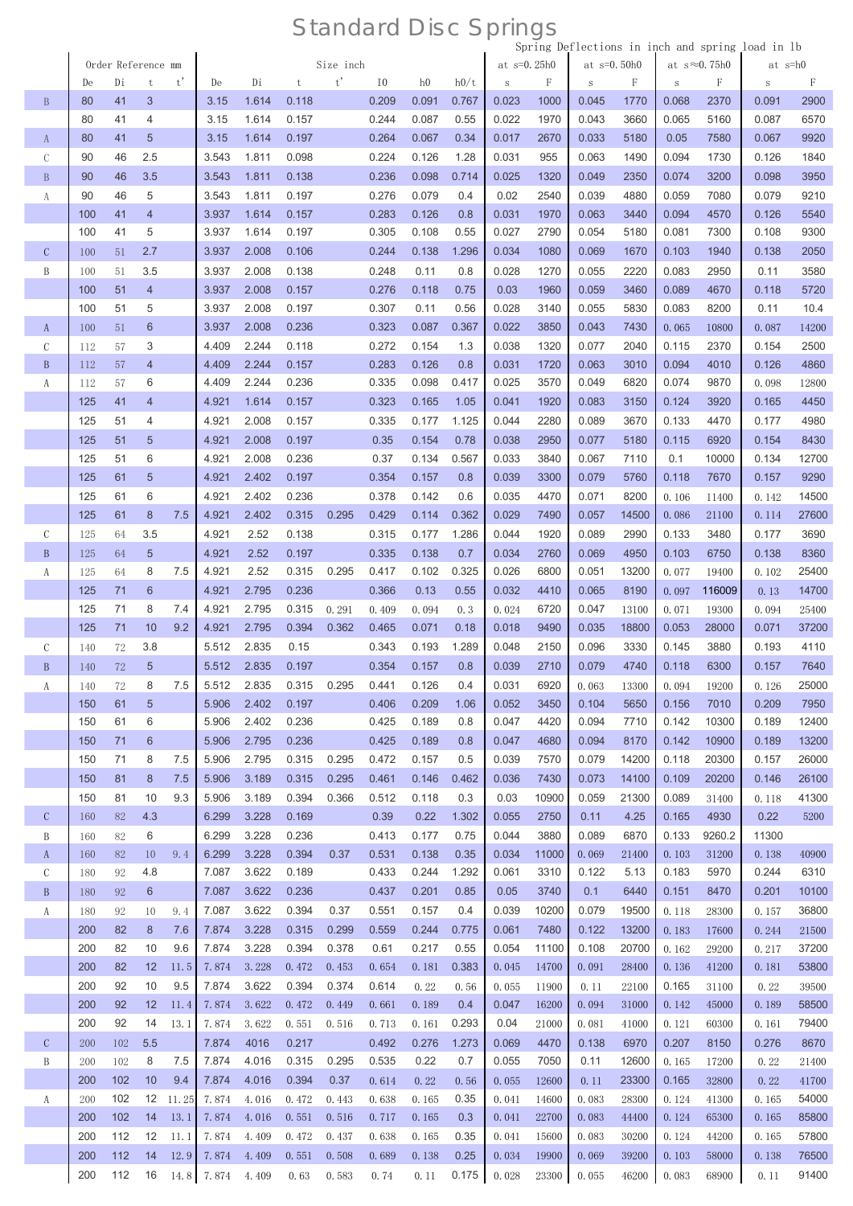# Standard Disc Springs

Spring Deflections in inch and spring load in lb

| | Order Reference mm | | | | Size inch | | | | | | | at s=0.25h0 | | at s=0.50h0 | | at s≈0.75h0 | | at s=h0 | |
|---|---|---|---|---|---|---|---|---|---|---|---|---|---|---|---|---|---|---|---|
| | De | Di | t | t' | De | Di | t | t' | l0 | h0 | h0/t | s | F | s | F | s | F | s | F |
| B | 80 | 41 | 3 | | 3.15 | 1.614 | 0.118 | | 0.209 | 0.091 | 0.767 | 0.023 | 1000 | 0.045 | 1770 | 0.068 | 2370 | 0.091 | 2900 |
| | 80 | 41 | 4 | | 3.15 | 1.614 | 0.157 | | 0.244 | 0.087 | 0.55 | 0.022 | 1970 | 0.043 | 3660 | 0.065 | 5160 | 0.087 | 6570 |
| A | 80 | 41 | 5 | | 3.15 | 1.614 | 0.197 | | 0.264 | 0.067 | 0.34 | 0.017 | 2670 | 0.033 | 5180 | 0.05 | 7580 | 0.067 | 9920 |
| C | 90 | 46 | 2.5 | | 3.543 | 1.811 | 0.098 | | 0.224 | 0.126 | 1.28 | 0.031 | 955 | 0.063 | 1490 | 0.094 | 1730 | 0.126 | 1840 |
| B | 90 | 46 | 3.5 | | 3.543 | 1.811 | 0.138 | | 0.236 | 0.098 | 0.714 | 0.025 | 1320 | 0.049 | 2350 | 0.074 | 3200 | 0.098 | 3950 |
| A | 90 | 46 | 5 | | 3.543 | 1.811 | 0.197 | | 0.276 | 0.079 | 0.4 | 0.02 | 2540 | 0.039 | 4880 | 0.059 | 7080 | 0.079 | 9210 |
| | 100 | 41 | 4 | | 3.937 | 1.614 | 0.157 | | 0.283 | 0.126 | 0.8 | 0.031 | 1970 | 0.063 | 3440 | 0.094 | 4570 | 0.126 | 5540 |
| | 100 | 41 | 5 | | 3.937 | 1.614 | 0.197 | | 0.305 | 0.108 | 0.55 | 0.027 | 2790 | 0.054 | 5180 | 0.081 | 7300 | 0.108 | 9300 |
| C | 100 | 51 | 2.7 | | 3.937 | 2.008 | 0.106 | | 0.244 | 0.138 | 1.296 | 0.034 | 1080 | 0.069 | 1670 | 0.103 | 1940 | 0.138 | 2050 |
| B | 100 | 51 | 3.5 | | 3.937 | 2.008 | 0.138 | | 0.248 | 0.11 | 0.8 | 0.028 | 1270 | 0.055 | 2220 | 0.083 | 2950 | 0.11 | 3580 |
| | 100 | 51 | 4 | | 3.937 | 2.008 | 0.157 | | 0.276 | 0.118 | 0.75 | 0.03 | 1960 | 0.059 | 3460 | 0.089 | 4670 | 0.118 | 5720 |
| | 100 | 51 | 5 | | 3.937 | 2.008 | 0.197 | | 0.307 | 0.11 | 0.56 | 0.028 | 3140 | 0.055 | 5830 | 0.083 | 8200 | 0.11 | 10.4 |
| A | 100 | 51 | 6 | | 3.937 | 2.008 | 0.236 | | 0.323 | 0.087 | 0.367 | 0.022 | 3850 | 0.043 | 7430 | 0.065 | 10800 | 0.087 | 14200 |
| C | 112 | 57 | 3 | | 4.409 | 2.244 | 0.118 | | 0.272 | 0.154 | 1.3 | 0.038 | 1320 | 0.077 | 2040 | 0.115 | 2370 | 0.154 | 2500 |
| B | 112 | 57 | 4 | | 4.409 | 2.244 | 0.157 | | 0.283 | 0.126 | 0.8 | 0.031 | 1720 | 0.063 | 3010 | 0.094 | 4010 | 0.126 | 4860 |
| A | 112 | 57 | 6 | | 4.409 | 2.244 | 0.236 | | 0.335 | 0.098 | 0.417 | 0.025 | 3570 | 0.049 | 6820 | 0.074 | 9870 | 0.098 | 12800 |
| | 125 | 41 | 4 | | 4.921 | 1.614 | 0.157 | | 0.323 | 0.165 | 1.05 | 0.041 | 1920 | 0.083 | 3150 | 0.124 | 3920 | 0.165 | 4450 |
| | 125 | 51 | 4 | | 4.921 | 2.008 | 0.157 | | 0.335 | 0.177 | 1.125 | 0.044 | 2280 | 0.089 | 3670 | 0.133 | 4470 | 0.177 | 4980 |
| | 125 | 51 | 5 | | 4.921 | 2.008 | 0.197 | | 0.35 | 0.154 | 0.78 | 0.038 | 2950 | 0.077 | 5180 | 0.115 | 6920 | 0.154 | 8430 |
| | 125 | 51 | 6 | | 4.921 | 2.008 | 0.236 | | 0.37 | 0.134 | 0.567 | 0.033 | 3840 | 0.067 | 7110 | 0.1 | 10000 | 0.134 | 12700 |
| | 125 | 61 | 5 | | 4.921 | 2.402 | 0.197 | | 0.354 | 0.157 | 0.8 | 0.039 | 3300 | 0.079 | 5760 | 0.118 | 7670 | 0.157 | 9290 |
| | 125 | 61 | 6 | | 4.921 | 2.402 | 0.236 | | 0.378 | 0.142 | 0.6 | 0.035 | 4470 | 0.071 | 8200 | 0.106 | 11400 | 0.142 | 14500 |
| | 125 | 61 | 8 | 7.5 | 4.921 | 2.402 | 0.315 | 0.295 | 0.429 | 0.114 | 0.362 | 0.029 | 7490 | 0.057 | 14500 | 0.086 | 21100 | 0.114 | 27600 |
| C | 125 | 64 | 3.5 | | 4.921 | 2.52 | 0.138 | | 0.315 | 0.177 | 1.286 | 0.044 | 1920 | 0.089 | 2990 | 0.133 | 3480 | 0.177 | 3690 |
| B | 125 | 64 | 5 | | 4.921 | 2.52 | 0.197 | | 0.335 | 0.138 | 0.7 | 0.034 | 2760 | 0.069 | 4950 | 0.103 | 6750 | 0.138 | 8360 |
| A | 125 | 64 | 8 | 7.5 | 4.921 | 2.52 | 0.315 | 0.295 | 0.417 | 0.102 | 0.325 | 0.026 | 6800 | 0.051 | 13200 | 0.077 | 19400 | 0.102 | 25400 |
| | 125 | 71 | 6 | | 4.921 | 2.795 | 0.236 | | 0.366 | 0.13 | 0.55 | 0.032 | 4410 | 0.065 | 8190 | 0.097 | 116009 | 0.13 | 14700 |
| | 125 | 71 | 8 | 7.4 | 4.921 | 2.795 | 0.315 | 0.291 | 0.409 | 0.094 | 0.3 | 0.024 | 6720 | 0.047 | 13100 | 0.071 | 19300 | 0.094 | 25400 |
| | 125 | 71 | 10 | 9.2 | 4.921 | 2.795 | 0.394 | 0.362 | 0.465 | 0.071 | 0.18 | 0.018 | 9490 | 0.035 | 18800 | 0.053 | 28000 | 0.071 | 37200 |
| C | 140 | 72 | 3.8 | | 5.512 | 2.835 | 0.15 | | 0.343 | 0.193 | 1.289 | 0.048 | 2150 | 0.096 | 3330 | 0.145 | 3880 | 0.193 | 4110 |
| B | 140 | 72 | 5 | | 5.512 | 2.835 | 0.197 | | 0.354 | 0.157 | 0.8 | 0.039 | 2710 | 0.079 | 4740 | 0.118 | 6300 | 0.157 | 7640 |
| A | 140 | 72 | 8 | 7.5 | 5.512 | 2.835 | 0.315 | 0.295 | 0.441 | 0.126 | 0.4 | 0.031 | 6920 | 0.063 | 13300 | 0.094 | 19200 | 0.126 | 25000 |
| | 150 | 61 | 5 | | 5.906 | 2.402 | 0.197 | | 0.406 | 0.209 | 1.06 | 0.052 | 3450 | 0.104 | 5650 | 0.156 | 7010 | 0.209 | 7950 |
| | 150 | 61 | 6 | | 5.906 | 2.402 | 0.236 | | 0.425 | 0.189 | 0.8 | 0.047 | 4420 | 0.094 | 7710 | 0.142 | 10300 | 0.189 | 12400 |
| | 150 | 71 | 6 | | 5.906 | 2.795 | 0.236 | | 0.425 | 0.189 | 0.8 | 0.047 | 4680 | 0.094 | 8170 | 0.142 | 10900 | 0.189 | 13200 |
| | 150 | 71 | 8 | 7.5 | 5.906 | 2.795 | 0.315 | 0.295 | 0.472 | 0.157 | 0.5 | 0.039 | 7570 | 0.079 | 14200 | 0.118 | 20300 | 0.157 | 26000 |
| | 150 | 81 | 8 | 7.5 | 5.906 | 3.189 | 0.315 | 0.295 | 0.461 | 0.146 | 0.462 | 0.036 | 7430 | 0.073 | 14100 | 0.109 | 20200 | 0.146 | 26100 |
| | 150 | 81 | 10 | 9.3 | 5.906 | 3.189 | 0.394 | 0.366 | 0.512 | 0.118 | 0.3 | 0.03 | 10900 | 0.059 | 21300 | 0.089 | 31400 | 0.118 | 41300 |
| C | 160 | 82 | 4.3 | | 6.299 | 3.228 | 0.169 | | 0.39 | 0.22 | 1.302 | 0.055 | 2750 | 0.11 | 4.25 | 0.165 | 4930 | 0.22 | 5200 |
| B | 160 | 82 | 6 | | 6.299 | 3.228 | 0.236 | | 0.413 | 0.177 | 0.75 | 0.044 | 3880 | 0.089 | 6870 | 0.133 | 9260.2 | 11300 | |
| A | 160 | 82 | 10 | 9.4 | 6.299 | 3.228 | 0.394 | 0.37 | 0.531 | 0.138 | 0.35 | 0.034 | 11000 | 0.069 | 21400 | 0.103 | 31200 | 0.138 | 40900 |
| C | 180 | 92 | 4.8 | | 7.087 | 3.622 | 0.189 | | 0.433 | 0.244 | 1.292 | 0.061 | 3310 | 0.122 | 5.13 | 0.183 | 5970 | 0.244 | 6310 |
| B | 180 | 92 | 6 | | 7.087 | 3.622 | 0.236 | | 0.437 | 0.201 | 0.85 | 0.05 | 3740 | 0.1 | 6440 | 0.151 | 8470 | 0.201 | 10100 |
| A | 180 | 92 | 10 | 9.4 | 7.087 | 3.622 | 0.394 | 0.37 | 0.551 | 0.157 | 0.4 | 0.039 | 10200 | 0.079 | 19500 | 0.118 | 28300 | 0.157 | 36800 |
| | 200 | 82 | 8 | 7.6 | 7.874 | 3.228 | 0.315 | 0.299 | 0.559 | 0.244 | 0.775 | 0.061 | 7480 | 0.122 | 13200 | 0.183 | 17600 | 0.244 | 21500 |
| | 200 | 82 | 10 | 9.6 | 7.874 | 3.228 | 0.394 | 0.378 | 0.61 | 0.217 | 0.55 | 0.054 | 11100 | 0.108 | 20700 | 0.162 | 29200 | 0.217 | 37200 |
| | 200 | 82 | 12 | 11.5 | 7.874 | 3.228 | 0.472 | 0.453 | 0.654 | 0.181 | 0.383 | 0.045 | 14700 | 0.091 | 28400 | 0.136 | 41200 | 0.181 | 53800 |
| | 200 | 92 | 10 | 9.5 | 7.874 | 3.622 | 0.394 | 0.374 | 0.614 | 0.22 | 0.56 | 0.055 | 11900 | 0.11 | 22100 | 0.165 | 31100 | 0.22 | 39500 |
| | 200 | 92 | 12 | 11.4 | 7.874 | 3.622 | 0.472 | 0.449 | 0.661 | 0.189 | 0.4 | 0.047 | 16200 | 0.094 | 31000 | 0.142 | 45000 | 0.189 | 58500 |
| | 200 | 92 | 14 | 13.1 | 7.874 | 3.622 | 0.551 | 0.516 | 0.713 | 0.161 | 0.293 | 0.04 | 21000 | 0.081 | 41000 | 0.121 | 60300 | 0.161 | 79400 |
| C | 200 | 102 | 5.5 | | 7.874 | 4016 | 0.217 | | 0.492 | 0.276 | 1.273 | 0.069 | 4470 | 0.138 | 6970 | 0.207 | 8150 | 0.276 | 8670 |
| B | 200 | 102 | 8 | 7.5 | 7.874 | 4.016 | 0.315 | 0.295 | 0.535 | 0.22 | 0.7 | 0.055 | 7050 | 0.11 | 12600 | 0.165 | 17200 | 0.22 | 21400 |
| | 200 | 102 | 10 | 9.4 | 7.874 | 4.016 | 0.394 | 0.37 | 0.614 | 0.22 | 0.56 | 0.055 | 12600 | 0.11 | 23300 | 0.165 | 32800 | 0.22 | 41700 |
| A | 200 | 102 | 12 | 11.25 | 7.874 | 4.016 | 0.472 | 0.443 | 0.638 | 0.165 | 0.35 | 0.041 | 14600 | 0.083 | 28300 | 0.124 | 41300 | 0.165 | 54000 |
| | 200 | 102 | 14 | 13.1 | 7.874 | 4.016 | 0.551 | 0.516 | 0.717 | 0.165 | 0.3 | 0.041 | 22700 | 0.083 | 44400 | 0.124 | 65300 | 0.165 | 85800 |
| | 200 | 112 | 12 | 11.1 | 7.874 | 4.409 | 0.472 | 0.437 | 0.638 | 0.165 | 0.35 | 0.041 | 15600 | 0.083 | 30200 | 0.124 | 44200 | 0.165 | 57800 |
| | 200 | 112 | 14 | 12.9 | 7.874 | 4.409 | 0.551 | 0.508 | 0.689 | 0.138 | 0.25 | 0.034 | 19900 | 0.069 | 39200 | 0.103 | 58000 | 0.138 | 76500 |
| | 200 | 112 | 16 | 14.8 | 7.874 | 4.409 | 0.63 | 0.583 | 0.74 | 0.11 | 0.175 | 0.028 | 23300 | 0.055 | 46200 | 0.083 | 68900 | 0.11 | 91400 |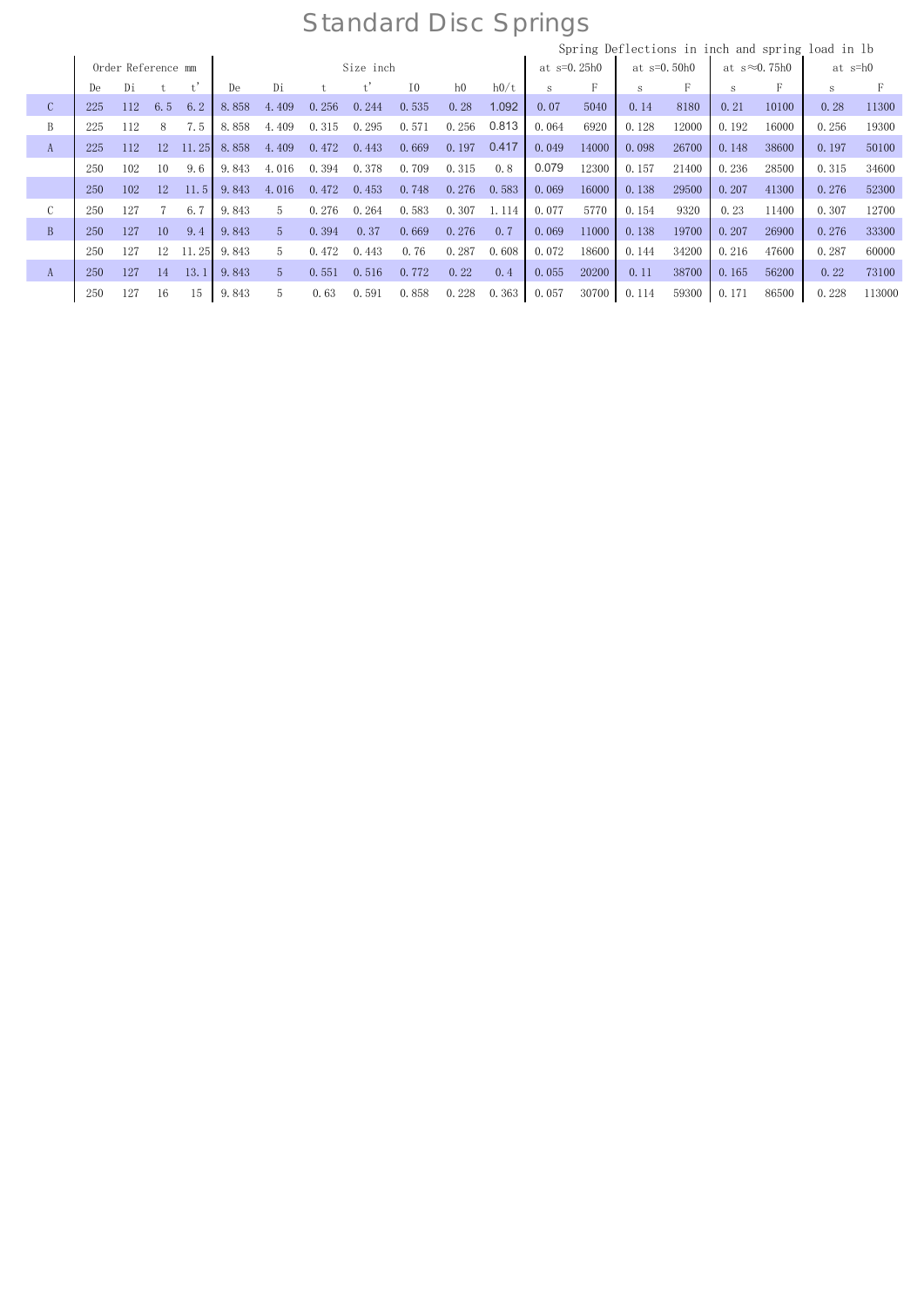# Standard Disc Springs

| | Order Reference mm | | | | Size inch | | | | | | | Spring Deflections in inch and spring load in lb | | | | | | | |
|---|---|---|---|---|---|---|---|---|---|---|---|---|---|---|---|---|---|---|---|
| | | | | | | | | | | | | at s=0.25h0 | | at s=0.50h0 | | at s≈0.75h0 | | at s=h0 | |
| | De | Di | t | t' | De | Di | t | t' | I0 | h0 | h0/t | s | F | s | F | s | F | s | F |
| C | 225 | 112 | 6.5 | 6.2 | 8.858 | 4.409 | 0.256 | 0.244 | 0.535 | 0.28 | 1.092 | 0.07 | 5040 | 0.14 | 8180 | 0.21 | 10100 | 0.28 | 11300 |
| B | 225 | 112 | 8 | 7.5 | 8.858 | 4.409 | 0.315 | 0.295 | 0.571 | 0.256 | 0.813 | 0.064 | 6920 | 0.128 | 12000 | 0.192 | 16000 | 0.256 | 19300 |
| A | 225 | 112 | 12 | 11.25 | 8.858 | 4.409 | 0.472 | 0.443 | 0.669 | 0.197 | 0.417 | 0.049 | 14000 | 0.098 | 26700 | 0.148 | 38600 | 0.197 | 50100 |
| | 250 | 102 | 10 | 9.6 | 9.843 | 4.016 | 0.394 | 0.378 | 0.709 | 0.315 | 0.8 | 0.079 | 12300 | 0.157 | 21400 | 0.236 | 28500 | 0.315 | 34600 |
| | 250 | 102 | 12 | 11.5 | 9.843 | 4.016 | 0.472 | 0.453 | 0.748 | 0.276 | 0.583 | 0.069 | 16000 | 0.138 | 29500 | 0.207 | 41300 | 0.276 | 52300 |
| C | 250 | 127 | 7 | 6.7 | 9.843 | 5 | 0.276 | 0.264 | 0.583 | 0.307 | 1.114 | 0.077 | 5770 | 0.154 | 9320 | 0.23 | 11400 | 0.307 | 12700 |
| B | 250 | 127 | 10 | 9.4 | 9.843 | 5 | 0.394 | 0.37 | 0.669 | 0.276 | 0.7 | 0.069 | 11000 | 0.138 | 19700 | 0.207 | 26900 | 0.276 | 33300 |
| | 250 | 127 | 12 | 11.25 | 9.843 | 5 | 0.472 | 0.443 | 0.76 | 0.287 | 0.608 | 0.072 | 18600 | 0.144 | 34200 | 0.216 | 47600 | 0.287 | 60000 |
| A | 250 | 127 | 14 | 13.1 | 9.843 | 5 | 0.551 | 0.516 | 0.772 | 0.22 | 0.4 | 0.055 | 20200 | 0.11 | 38700 | 0.165 | 56200 | 0.22 | 73100 |
| | 250 | 127 | 16 | 15 | 9.843 | 5 | 0.63 | 0.591 | 0.858 | 0.228 | 0.363 | 0.057 | 30700 | 0.114 | 59300 | 0.171 | 86500 | 0.228 | 113000 |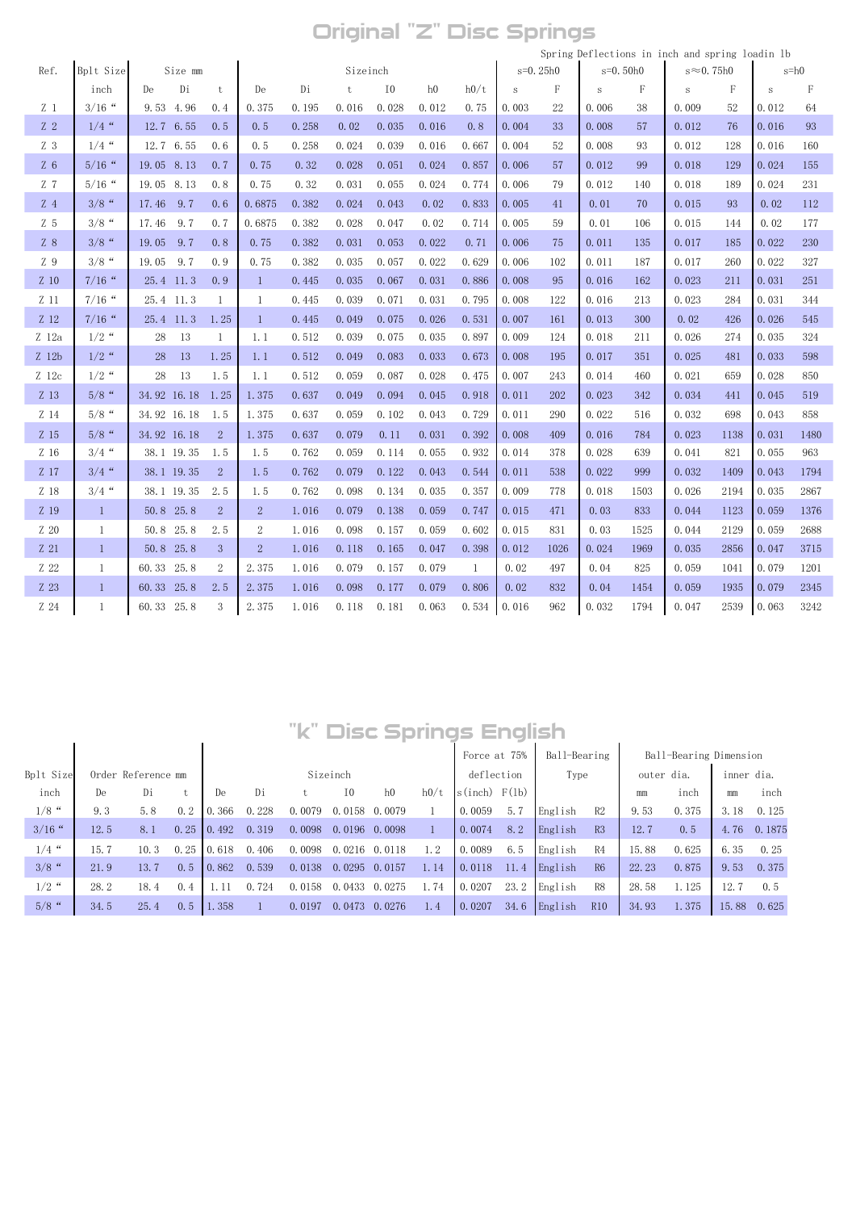# Original "Z" Disc Springs

| Ref. | Bplt Size | Size mm | | | Sizeinch | | | | | | Spring Deflections in inch and spring loadin lb | | | | | | | |
|---|---|---|---|---|---|---|---|---|---|---|---|---|---|---|---|---|---|---|
| | | | | | | | | | | | s=0.25h0 | | s=0.50h0 | | s≈0.75h0 | | s=h0 | |
| | inch | De | Di | t | De | Di | t | I0 | h0 | h0/t | s | F | s | F | s | F | s | F |
| Z 1 | 3/16 “ | 9.53 | 4.96 | 0.4 | 0.375 | 0.195 | 0.016 | 0.028 | 0.012 | 0.75 | 0.003 | 22 | 0.006 | 38 | 0.009 | 52 | 0.012 | 64 |
| Z 2 | 1/4 “ | 12.7 | 6.55 | 0.5 | 0.5 | 0.258 | 0.02 | 0.035 | 0.016 | 0.8 | 0.004 | 33 | 0.008 | 57 | 0.012 | 76 | 0.016 | 93 |
| Z 3 | 1/4 “ | 12.7 | 6.55 | 0.6 | 0.5 | 0.258 | 0.024 | 0.039 | 0.016 | 0.667 | 0.004 | 52 | 0.008 | 93 | 0.012 | 128 | 0.016 | 160 |
| Z 6 | 5/16 “ | 19.05 | 8.13 | 0.7 | 0.75 | 0.32 | 0.028 | 0.051 | 0.024 | 0.857 | 0.006 | 57 | 0.012 | 99 | 0.018 | 129 | 0.024 | 155 |
| Z 7 | 5/16 “ | 19.05 | 8.13 | 0.8 | 0.75 | 0.32 | 0.031 | 0.055 | 0.024 | 0.774 | 0.006 | 79 | 0.012 | 140 | 0.018 | 189 | 0.024 | 231 |
| Z 4 | 3/8 “ | 17.46 | 9.7 | 0.6 | 0.6875 | 0.382 | 0.024 | 0.043 | 0.02 | 0.833 | 0.005 | 41 | 0.01 | 70 | 0.015 | 93 | 0.02 | 112 |
| Z 5 | 3/8 “ | 17.46 | 9.7 | 0.7 | 0.6875 | 0.382 | 0.028 | 0.047 | 0.02 | 0.714 | 0.005 | 59 | 0.01 | 106 | 0.015 | 144 | 0.02 | 177 |
| Z 8 | 3/8 “ | 19.05 | 9.7 | 0.8 | 0.75 | 0.382 | 0.031 | 0.053 | 0.022 | 0.71 | 0.006 | 75 | 0.011 | 135 | 0.017 | 185 | 0.022 | 230 |
| Z 9 | 3/8 “ | 19.05 | 9.7 | 0.9 | 0.75 | 0.382 | 0.035 | 0.057 | 0.022 | 0.629 | 0.006 | 102 | 0.011 | 187 | 0.017 | 260 | 0.022 | 327 |
| Z 10 | 7/16 “ | 25.4 | 11.3 | 0.9 | 1 | 0.445 | 0.035 | 0.067 | 0.031 | 0.886 | 0.008 | 95 | 0.016 | 162 | 0.023 | 211 | 0.031 | 251 |
| Z 11 | 7/16 “ | 25.4 | 11.3 | 1 | 1 | 0.445 | 0.039 | 0.071 | 0.031 | 0.795 | 0.008 | 122 | 0.016 | 213 | 0.023 | 284 | 0.031 | 344 |
| Z 12 | 7/16 “ | 25.4 | 11.3 | 1.25 | 1 | 0.445 | 0.049 | 0.075 | 0.026 | 0.531 | 0.007 | 161 | 0.013 | 300 | 0.02 | 426 | 0.026 | 545 |
| Z 12a | 1/2 “ | 28 | 13 | 1 | 1.1 | 0.512 | 0.039 | 0.075 | 0.035 | 0.897 | 0.009 | 124 | 0.018 | 211 | 0.026 | 274 | 0.035 | 324 |
| Z 12b | 1/2 “ | 28 | 13 | 1.25 | 1.1 | 0.512 | 0.049 | 0.083 | 0.033 | 0.673 | 0.008 | 195 | 0.017 | 351 | 0.025 | 481 | 0.033 | 598 |
| Z 12c | 1/2 “ | 28 | 13 | 1.5 | 1.1 | 0.512 | 0.059 | 0.087 | 0.028 | 0.475 | 0.007 | 243 | 0.014 | 460 | 0.021 | 659 | 0.028 | 850 |
| Z 13 | 5/8 “ | 34.92 | 16.18 | 1.25 | 1.375 | 0.637 | 0.049 | 0.094 | 0.045 | 0.918 | 0.011 | 202 | 0.023 | 342 | 0.034 | 441 | 0.045 | 519 |
| Z 14 | 5/8 “ | 34.92 | 16.18 | 1.5 | 1.375 | 0.637 | 0.059 | 0.102 | 0.043 | 0.729 | 0.011 | 290 | 0.022 | 516 | 0.032 | 698 | 0.043 | 858 |
| Z 15 | 5/8 “ | 34.92 | 16.18 | 2 | 1.375 | 0.637 | 0.079 | 0.11 | 0.031 | 0.392 | 0.008 | 409 | 0.016 | 784 | 0.023 | 1138 | 0.031 | 1480 |
| Z 16 | 3/4 “ | 38.1 | 19.35 | 1.5 | 1.5 | 0.762 | 0.059 | 0.114 | 0.055 | 0.932 | 0.014 | 378 | 0.028 | 639 | 0.041 | 821 | 0.055 | 963 |
| Z 17 | 3/4 “ | 38.1 | 19.35 | 2 | 1.5 | 0.762 | 0.079 | 0.122 | 0.043 | 0.544 | 0.011 | 538 | 0.022 | 999 | 0.032 | 1409 | 0.043 | 1794 |
| Z 18 | 3/4 “ | 38.1 | 19.35 | 2.5 | 1.5 | 0.762 | 0.098 | 0.134 | 0.035 | 0.357 | 0.009 | 778 | 0.018 | 1503 | 0.026 | 2194 | 0.035 | 2867 |
| Z 19 | 1 | 50.8 | 25.8 | 2 | 2 | 1.016 | 0.079 | 0.138 | 0.059 | 0.747 | 0.015 | 471 | 0.03 | 833 | 0.044 | 1123 | 0.059 | 1376 |
| Z 20 | 1 | 50.8 | 25.8 | 2.5 | 2 | 1.016 | 0.098 | 0.157 | 0.059 | 0.602 | 0.015 | 831 | 0.03 | 1525 | 0.044 | 2129 | 0.059 | 2688 |
| Z 21 | 1 | 50.8 | 25.8 | 3 | 2 | 1.016 | 0.118 | 0.165 | 0.047 | 0.398 | 0.012 | 1026 | 0.024 | 1969 | 0.035 | 2856 | 0.047 | 3715 |
| Z 22 | 1 | 60.33 | 25.8 | 2 | 2.375 | 1.016 | 0.079 | 0.157 | 0.079 | 1 | 0.02 | 497 | 0.04 | 825 | 0.059 | 1041 | 0.079 | 1201 |
| Z 23 | 1 | 60.33 | 25.8 | 2.5 | 2.375 | 1.016 | 0.098 | 0.177 | 0.079 | 0.806 | 0.02 | 832 | 0.04 | 1454 | 0.059 | 1935 | 0.079 | 2345 |
| Z 24 | 1 | 60.33 | 25.8 | 3 | 2.375 | 1.016 | 0.118 | 0.181 | 0.063 | 0.534 | 0.016 | 962 | 0.032 | 1794 | 0.047 | 2539 | 0.063 | 3242 |

# "k" Disc Springs English

| Bplt Size | Order Reference mm | | | Sizeinch | | | | | | Force at 75% deflection | | Ball-Bearing Type | | Ball-Bearing Dimension | | | |
|---|---|---|---|---|---|---|---|---|---|---|---|---|---|---|---|---|---|
| | | | | | | | | | | | | | | outer dia. | | inner dia. | |
| inch | De | Di | t | De | Di | t | I0 | h0 | h0/t | s(inch) | F(lb) | | | mm | inch | mm | inch |
| 1/8 “ | 9.3 | 5.8 | 0.2 | 0.366 | 0.228 | 0.0079 | 0.0158 | 0.0079 | 1 | 0.0059 | 5.7 | English | R2 | 9.53 | 0.375 | 3.18 | 0.125 |
| 3/16 “ | 12.5 | 8.1 | 0.25 | 0.492 | 0.319 | 0.0098 | 0.0196 | 0.0098 | 1 | 0.0074 | 8.2 | English | R3 | 12.7 | 0.5 | 4.76 | 0.1875 |
| 1/4 “ | 15.7 | 10.3 | 0.25 | 0.618 | 0.406 | 0.0098 | 0.0216 | 0.0118 | 1.2 | 0.0089 | 6.5 | English | R4 | 15.88 | 0.625 | 6.35 | 0.25 |
| 3/8 “ | 21.9 | 13.7 | 0.5 | 0.862 | 0.539 | 0.0138 | 0.0295 | 0.0157 | 1.14 | 0.0118 | 11.4 | English | R6 | 22.23 | 0.875 | 9.53 | 0.375 |
| 1/2 “ | 28.2 | 18.4 | 0.4 | 1.11 | 0.724 | 0.0158 | 0.0433 | 0.0275 | 1.74 | 0.0207 | 23.2 | English | R8 | 28.58 | 1.125 | 12.7 | 0.5 |
| 5/8 “ | 34.5 | 25.4 | 0.5 | 1.358 | 1 | 0.0197 | 0.0473 | 0.0276 | 1.4 | 0.0207 | 34.6 | English | R10 | 34.93 | 1.375 | 15.88 | 0.625 |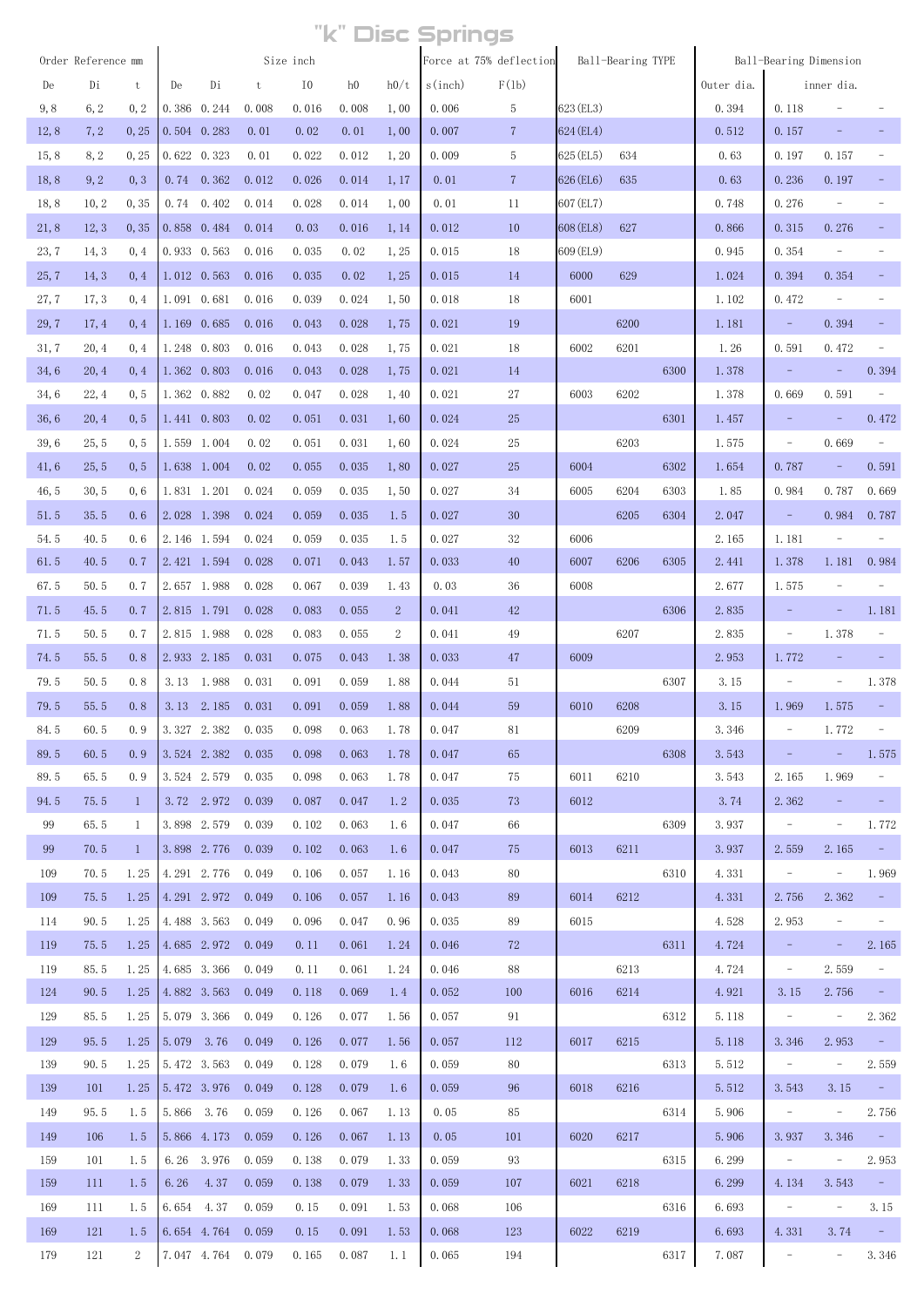# "k" Disc Springs

| Order Reference mm | | | Size inch | | | | | | Force at 75% deflection | | Ball-Bearing TYPE | | | Ball-Bearing Dimension | | | |
|---|---|---|---|---|---|---|---|---|---|---|---|---|---|---|---|---|---|
| De | Di | t | De | Di | t | I0 | h0 | h0/t | s(inch) | F(lb) | | | | Outer dia. | inner dia. | | |
| 9,8 | 6,2 | 0,2 | 0.386 | 0.244 | 0.008 | 0.016 | 0.008 | 1,00 | 0.006 | 5 | 623(EL3) | | | 0.394 | 0.118 | - | - |
| 12,8 | 7,2 | 0,25 | 0.504 | 0.283 | 0.01 | 0.02 | 0.01 | 1,00 | 0.007 | 7 | 624(EL4) | | | 0.512 | 0.157 | - | - |
| 15,8 | 8,2 | 0,25 | 0.622 | 0.323 | 0.01 | 0.022 | 0.012 | 1,20 | 0.009 | 5 | 625(EL5) | 634 | | 0.63 | 0.197 | 0.157 | - |
| 18,8 | 9,2 | 0,3 | 0.74 | 0.362 | 0.012 | 0.026 | 0.014 | 1,17 | 0.01 | 7 | 626(EL6) | 635 | | 0.63 | 0.236 | 0.197 | - |
| 18,8 | 10,2 | 0,35 | 0.74 | 0.402 | 0.014 | 0.028 | 0.014 | 1,00 | 0.01 | 11 | 607(EL7) | | | 0.748 | 0.276 | - | - |
| 21,8 | 12,3 | 0,35 | 0.858 | 0.484 | 0.014 | 0.03 | 0.016 | 1,14 | 0.012 | 10 | 608(EL8) | 627 | | 0.866 | 0.315 | 0.276 | - |
| 23,7 | 14,3 | 0,4 | 0.933 | 0.563 | 0.016 | 0.035 | 0.02 | 1,25 | 0.015 | 18 | 609(EL9) | | | 0.945 | 0.354 | - | - |
| 25,7 | 14,3 | 0,4 | 1.012 | 0.563 | 0.016 | 0.035 | 0.02 | 1,25 | 0.015 | 14 | 6000 | 629 | | 1.024 | 0.394 | 0.354 | - |
| 27,7 | 17,3 | 0,4 | 1.091 | 0.681 | 0.016 | 0.039 | 0.024 | 1,50 | 0.018 | 18 | 6001 | | | 1.102 | 0.472 | - | - |
| 29,7 | 17,4 | 0,4 | 1.169 | 0.685 | 0.016 | 0.043 | 0.028 | 1,75 | 0.021 | 19 | | 6200 | | 1.181 | - | 0.394 | - |
| 31,7 | 20,4 | 0,4 | 1.248 | 0.803 | 0.016 | 0.043 | 0.028 | 1,75 | 0.021 | 18 | 6002 | 6201 | | 1.26 | 0.591 | 0.472 | - |
| 34,6 | 20,4 | 0,4 | 1.362 | 0.803 | 0.016 | 0.043 | 0.028 | 1,75 | 0.021 | 14 | | | 6300 | 1.378 | - | - | 0.394 |
| 34,6 | 22,4 | 0,5 | 1.362 | 0.882 | 0.02 | 0.047 | 0.028 | 1,40 | 0.021 | 27 | 6003 | 6202 | | 1.378 | 0.669 | 0.591 | - |
| 36,6 | 20,4 | 0,5 | 1.441 | 0.803 | 0.02 | 0.051 | 0.031 | 1,60 | 0.024 | 25 | | | 6301 | 1.457 | - | - | 0.472 |
| 39,6 | 25,5 | 0,5 | 1.559 | 1.004 | 0.02 | 0.051 | 0.031 | 1,60 | 0.024 | 25 | | 6203 | | 1.575 | - | 0.669 | - |
| 41,6 | 25,5 | 0,5 | 1.638 | 1.004 | 0.02 | 0.055 | 0.035 | 1,80 | 0.027 | 25 | 6004 | | 6302 | 1.654 | 0.787 | - | 0.591 |
| 46,5 | 30,5 | 0,6 | 1.831 | 1.201 | 0.024 | 0.059 | 0.035 | 1,50 | 0.027 | 34 | 6005 | 6204 | 6303 | 1.85 | 0.984 | 0.787 | 0.669 |
| 51.5 | 35.5 | 0.6 | 2.028 | 1.398 | 0.024 | 0.059 | 0.035 | 1.5 | 0.027 | 30 | | 6205 | 6304 | 2.047 | - | 0.984 | 0.787 |
| 54.5 | 40.5 | 0.6 | 2.146 | 1.594 | 0.024 | 0.059 | 0.035 | 1.5 | 0.027 | 32 | 6006 | | | 2.165 | 1.181 | - | - |
| 61.5 | 40.5 | 0.7 | 2.421 | 1.594 | 0.028 | 0.071 | 0.043 | 1.57 | 0.033 | 40 | 6007 | 6206 | 6305 | 2.441 | 1.378 | 1.181 | 0.984 |
| 67.5 | 50.5 | 0.7 | 2.657 | 1.988 | 0.028 | 0.067 | 0.039 | 1.43 | 0.03 | 36 | 6008 | | | 2.677 | 1.575 | - | - |
| 71.5 | 45.5 | 0.7 | 2.815 | 1.791 | 0.028 | 0.083 | 0.055 | 2 | 0.041 | 42 | | | 6306 | 2.835 | - | - | 1.181 |
| 71.5 | 50.5 | 0.7 | 2.815 | 1.988 | 0.028 | 0.083 | 0.055 | 2 | 0.041 | 49 | | 6207 | | 2.835 | - | 1.378 | - |
| 74.5 | 55.5 | 0.8 | 2.933 | 2.185 | 0.031 | 0.075 | 0.043 | 1.38 | 0.033 | 47 | 6009 | | | 2.953 | 1.772 | - | - |
| 79.5 | 50.5 | 0.8 | 3.13 | 1.988 | 0.031 | 0.091 | 0.059 | 1.88 | 0.044 | 51 | | | 6307 | 3.15 | - | - | 1.378 |
| 79.5 | 55.5 | 0.8 | 3.13 | 2.185 | 0.031 | 0.091 | 0.059 | 1.88 | 0.044 | 59 | 6010 | 6208 | | 3.15 | 1.969 | 1.575 | - |
| 84.5 | 60.5 | 0.9 | 3.327 | 2.382 | 0.035 | 0.098 | 0.063 | 1.78 | 0.047 | 81 | | 6209 | | 3.346 | - | 1.772 | - |
| 89.5 | 60.5 | 0.9 | 3.524 | 2.382 | 0.035 | 0.098 | 0.063 | 1.78 | 0.047 | 65 | | | 6308 | 3.543 | - | - | 1.575 |
| 89.5 | 65.5 | 0.9 | 3.524 | 2.579 | 0.035 | 0.098 | 0.063 | 1.78 | 0.047 | 75 | 6011 | 6210 | | 3.543 | 2.165 | 1.969 | - |
| 94.5 | 75.5 | 1 | 3.72 | 2.972 | 0.039 | 0.087 | 0.047 | 1.2 | 0.035 | 73 | 6012 | | | 3.74 | 2.362 | - | - |
| 99 | 65.5 | 1 | 3.898 | 2.579 | 0.039 | 0.102 | 0.063 | 1.6 | 0.047 | 66 | | | 6309 | 3.937 | - | - | 1.772 |
| 99 | 70.5 | 1 | 3.898 | 2.776 | 0.039 | 0.102 | 0.063 | 1.6 | 0.047 | 75 | 6013 | 6211 | | 3.937 | 2.559 | 2.165 | - |
| 109 | 70.5 | 1.25 | 4.291 | 2.776 | 0.049 | 0.106 | 0.057 | 1.16 | 0.043 | 80 | | | 6310 | 4.331 | - | - | 1.969 |
| 109 | 75.5 | 1.25 | 4.291 | 2.972 | 0.049 | 0.106 | 0.057 | 1.16 | 0.043 | 89 | 6014 | 6212 | | 4.331 | 2.756 | 2.362 | - |
| 114 | 90.5 | 1.25 | 4.488 | 3.563 | 0.049 | 0.096 | 0.047 | 0.96 | 0.035 | 89 | 6015 | | | 4.528 | 2.953 | - | - |
| 119 | 75.5 | 1.25 | 4.685 | 2.972 | 0.049 | 0.11 | 0.061 | 1.24 | 0.046 | 72 | | | 6311 | 4.724 | - | - | 2.165 |
| 119 | 85.5 | 1.25 | 4.685 | 3.366 | 0.049 | 0.11 | 0.061 | 1.24 | 0.046 | 88 | | 6213 | | 4.724 | - | 2.559 | - |
| 124 | 90.5 | 1.25 | 4.882 | 3.563 | 0.049 | 0.118 | 0.069 | 1.4 | 0.052 | 100 | 6016 | 6214 | | 4.921 | 3.15 | 2.756 | - |
| 129 | 85.5 | 1.25 | 5.079 | 3.366 | 0.049 | 0.126 | 0.077 | 1.56 | 0.057 | 91 | | | 6312 | 5.118 | - | - | 2.362 |
| 129 | 95.5 | 1.25 | 5.079 | 3.76 | 0.049 | 0.126 | 0.077 | 1.56 | 0.057 | 112 | 6017 | 6215 | | 5.118 | 3.346 | 2.953 | - |
| 139 | 90.5 | 1.25 | 5.472 | 3.563 | 0.049 | 0.128 | 0.079 | 1.6 | 0.059 | 80 | | | 6313 | 5.512 | - | - | 2.559 |
| 139 | 101 | 1.25 | 5.472 | 3.976 | 0.049 | 0.128 | 0.079 | 1.6 | 0.059 | 96 | 6018 | 6216 | | 5.512 | 3.543 | 3.15 | - |
| 149 | 95.5 | 1.5 | 5.866 | 3.76 | 0.059 | 0.126 | 0.067 | 1.13 | 0.05 | 85 | | | 6314 | 5.906 | - | - | 2.756 |
| 149 | 106 | 1.5 | 5.866 | 4.173 | 0.059 | 0.126 | 0.067 | 1.13 | 0.05 | 101 | 6020 | 6217 | | 5.906 | 3.937 | 3.346 | - |
| 159 | 101 | 1.5 | 6.26 | 3.976 | 0.059 | 0.138 | 0.079 | 1.33 | 0.059 | 93 | | | 6315 | 6.299 | - | - | 2.953 |
| 159 | 111 | 1.5 | 6.26 | 4.37 | 0.059 | 0.138 | 0.079 | 1.33 | 0.059 | 107 | 6021 | 6218 | | 6.299 | 4.134 | 3.543 | - |
| 169 | 111 | 1.5 | 6.654 | 4.37 | 0.059 | 0.15 | 0.091 | 1.53 | 0.068 | 106 | | | 6316 | 6.693 | - | - | 3.15 |
| 169 | 121 | 1.5 | 6.654 | 4.764 | 0.059 | 0.15 | 0.091 | 1.53 | 0.068 | 123 | 6022 | 6219 | | 6.693 | 4.331 | 3.74 | - |
| 179 | 121 | 2 | 7.047 | 4.764 | 0.079 | 0.165 | 0.087 | 1.1 | 0.065 | 194 | | | 6317 | 7.087 | - | - | 3.346 |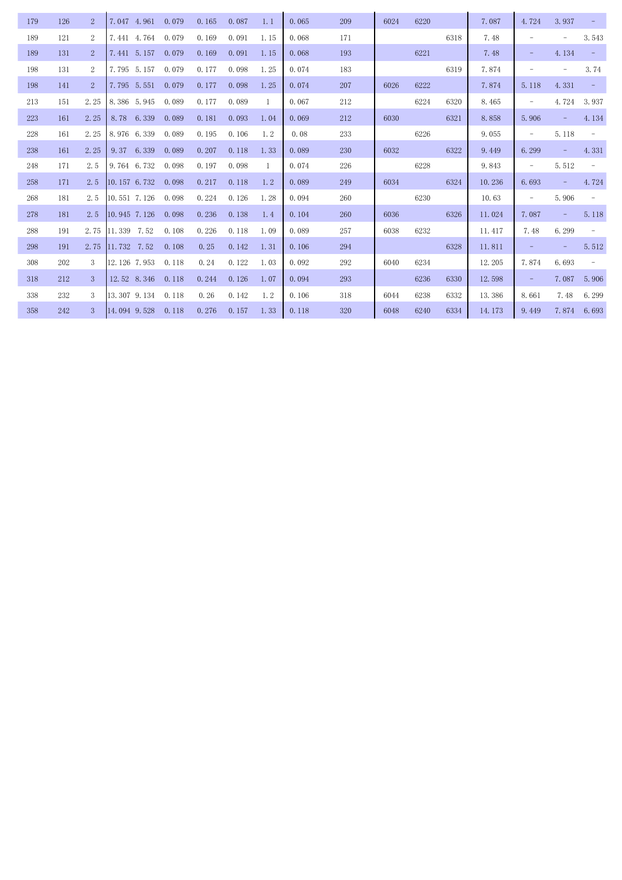| | | | | | | | | | | | | | | | | | |
|---|---|---|---|---|---|---|---|---|---|---|---|---|---|---|---|---|---|
| 179 | 126 | 2 | 7.047 | 4.961 | 0.079 | 0.165 | 0.087 | 1.1 | 0.065 | 209 | 6024 | 6220 | | 7.087 | 4.724 | 3.937 | – |
| 189 | 121 | 2 | 7.441 | 4.764 | 0.079 | 0.169 | 0.091 | 1.15 | 0.068 | 171 | | | 6318 | 7.48 | – | – | 3.543 |
| 189 | 131 | 2 | 7.441 | 5.157 | 0.079 | 0.169 | 0.091 | 1.15 | 0.068 | 193 | | 6221 | | 7.48 | – | 4.134 | – |
| 198 | 131 | 2 | 7.795 | 5.157 | 0.079 | 0.177 | 0.098 | 1.25 | 0.074 | 183 | | | 6319 | 7.874 | – | – | 3.74 |
| 198 | 141 | 2 | 7.795 | 5.551 | 0.079 | 0.177 | 0.098 | 1.25 | 0.074 | 207 | 6026 | 6222 | | 7.874 | 5.118 | 4.331 | – |
| 213 | 151 | 2.25 | 8.386 | 5.945 | 0.089 | 0.177 | 0.089 | 1 | 0.067 | 212 | | 6224 | 6320 | 8.465 | – | 4.724 | 3.937 |
| 223 | 161 | 2.25 | 8.78 | 6.339 | 0.089 | 0.181 | 0.093 | 1.04 | 0.069 | 212 | 6030 | | 6321 | 8.858 | 5.906 | – | 4.134 |
| 228 | 161 | 2.25 | 8.976 | 6.339 | 0.089 | 0.195 | 0.106 | 1.2 | 0.08 | 233 | | 6226 | | 9.055 | – | 5.118 | – |
| 238 | 161 | 2.25 | 9.37 | 6.339 | 0.089 | 0.207 | 0.118 | 1.33 | 0.089 | 230 | 6032 | | 6322 | 9.449 | 6.299 | – | 4.331 |
| 248 | 171 | 2.5 | 9.764 | 6.732 | 0.098 | 0.197 | 0.098 | 1 | 0.074 | 226 | | 6228 | | 9.843 | – | 5.512 | – |
| 258 | 171 | 2.5 | 10.157 | 6.732 | 0.098 | 0.217 | 0.118 | 1.2 | 0.089 | 249 | 6034 | | 6324 | 10.236 | 6.693 | – | 4.724 |
| 268 | 181 | 2.5 | 10.551 | 7.126 | 0.098 | 0.224 | 0.126 | 1.28 | 0.094 | 260 | | 6230 | | 10.63 | – | 5.906 | – |
| 278 | 181 | 2.5 | 10.945 | 7.126 | 0.098 | 0.236 | 0.138 | 1.4 | 0.104 | 260 | 6036 | | 6326 | 11.024 | 7.087 | – | 5.118 |
| 288 | 191 | 2.75 | 11.339 | 7.52 | 0.108 | 0.226 | 0.118 | 1.09 | 0.089 | 257 | 6038 | 6232 | | 11.417 | 7.48 | 6.299 | – |
| 298 | 191 | 2.75 | 11.732 | 7.52 | 0.108 | 0.25 | 0.142 | 1.31 | 0.106 | 294 | | | 6328 | 11.811 | – | – | 5.512 |
| 308 | 202 | 3 | 12.126 | 7.953 | 0.118 | 0.24 | 0.122 | 1.03 | 0.092 | 292 | 6040 | 6234 | | 12.205 | 7.874 | 6.693 | – |
| 318 | 212 | 3 | 12.52 | 8.346 | 0.118 | 0.244 | 0.126 | 1.07 | 0.094 | 293 | | 6236 | 6330 | 12.598 | – | 7.087 | 5.906 |
| 338 | 232 | 3 | 13.307 | 9.134 | 0.118 | 0.26 | 0.142 | 1.2 | 0.106 | 318 | 6044 | 6238 | 6332 | 13.386 | 8.661 | 7.48 | 6.299 |
| 358 | 242 | 3 | 14.094 | 9.528 | 0.118 | 0.276 | 0.157 | 1.33 | 0.118 | 320 | 6048 | 6240 | 6334 | 14.173 | 9.449 | 7.874 | 6.693 |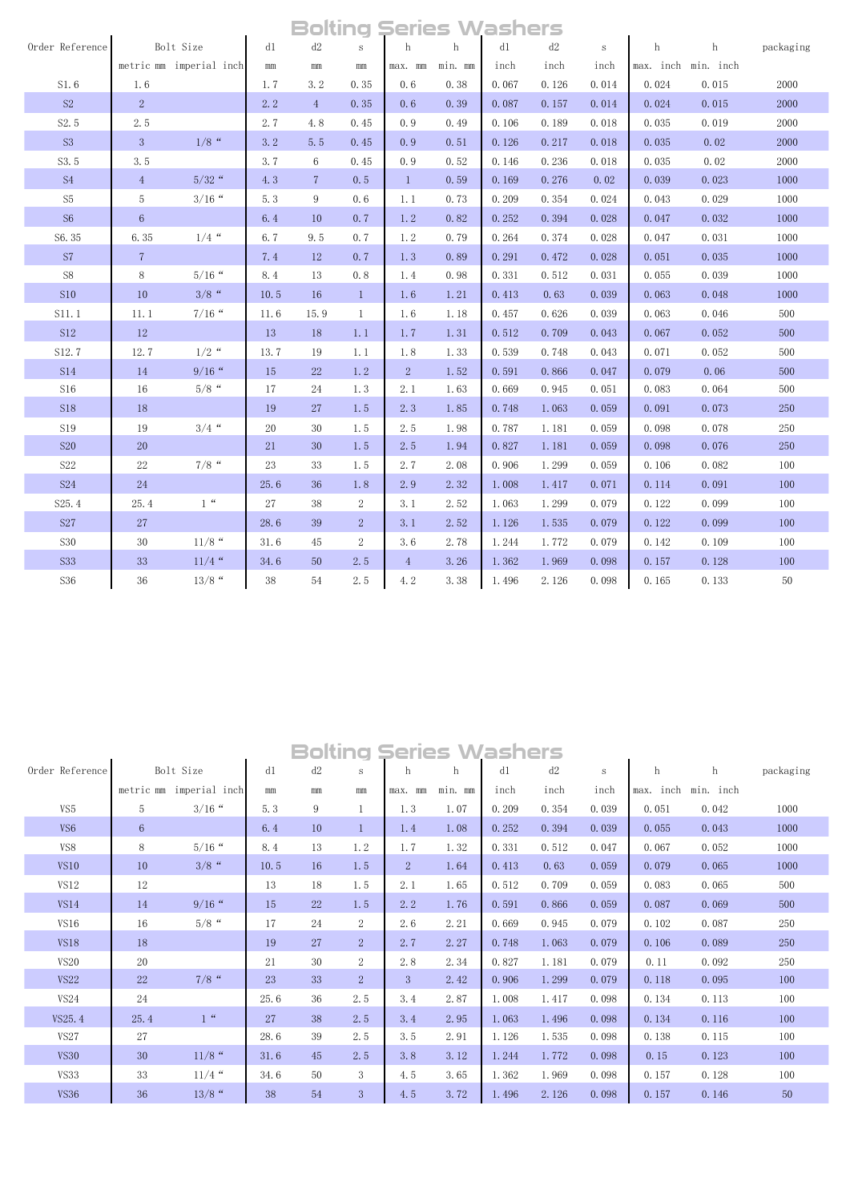# Bolting Series Washers

| Order Reference | Bolt Size | | d1 | d2 | s | h | h | d1 | d2 | s | h | h | packaging |
|---|---|---|---|---|---|---|---|---|---|---|---|---|---|
| | metric mm | imperial inch | mm | mm | mm | max. mm | min. mm | inch | inch | inch | max. inch | min. inch | |
| S1.6 | 1.6 | | 1.7 | 3.2 | 0.35 | 0.6 | 0.38 | 0.067 | 0.126 | 0.014 | 0.024 | 0.015 | 2000 |
| S2 | 2 | | 2.2 | 4 | 0.35 | 0.6 | 0.39 | 0.087 | 0.157 | 0.014 | 0.024 | 0.015 | 2000 |
| S2.5 | 2.5 | | 2.7 | 4.8 | 0.45 | 0.9 | 0.49 | 0.106 | 0.189 | 0.018 | 0.035 | 0.019 | 2000 |
| S3 | 3 | 1/8 " | 3.2 | 5.5 | 0.45 | 0.9 | 0.51 | 0.126 | 0.217 | 0.018 | 0.035 | 0.02 | 2000 |
| S3.5 | 3.5 | | 3.7 | 6 | 0.45 | 0.9 | 0.52 | 0.146 | 0.236 | 0.018 | 0.035 | 0.02 | 2000 |
| S4 | 4 | 5/32 " | 4.3 | 7 | 0.5 | 1 | 0.59 | 0.169 | 0.276 | 0.02 | 0.039 | 0.023 | 1000 |
| S5 | 5 | 3/16 " | 5.3 | 9 | 0.6 | 1.1 | 0.73 | 0.209 | 0.354 | 0.024 | 0.043 | 0.029 | 1000 |
| S6 | 6 | | 6.4 | 10 | 0.7 | 1.2 | 0.82 | 0.252 | 0.394 | 0.028 | 0.047 | 0.032 | 1000 |
| S6.35 | 6.35 | 1/4 " | 6.7 | 9.5 | 0.7 | 1.2 | 0.79 | 0.264 | 0.374 | 0.028 | 0.047 | 0.031 | 1000 |
| S7 | 7 | | 7.4 | 12 | 0.7 | 1.3 | 0.89 | 0.291 | 0.472 | 0.028 | 0.051 | 0.035 | 1000 |
| S8 | 8 | 5/16 " | 8.4 | 13 | 0.8 | 1.4 | 0.98 | 0.331 | 0.512 | 0.031 | 0.055 | 0.039 | 1000 |
| S10 | 10 | 3/8 " | 10.5 | 16 | 1 | 1.6 | 1.21 | 0.413 | 0.63 | 0.039 | 0.063 | 0.048 | 1000 |
| S11.1 | 11.1 | 7/16 " | 11.6 | 15.9 | 1 | 1.6 | 1.18 | 0.457 | 0.626 | 0.039 | 0.063 | 0.046 | 500 |
| S12 | 12 | | 13 | 18 | 1.1 | 1.7 | 1.31 | 0.512 | 0.709 | 0.043 | 0.067 | 0.052 | 500 |
| S12.7 | 12.7 | 1/2 " | 13.7 | 19 | 1.1 | 1.8 | 1.33 | 0.539 | 0.748 | 0.043 | 0.071 | 0.052 | 500 |
| S14 | 14 | 9/16 " | 15 | 22 | 1.2 | 2 | 1.52 | 0.591 | 0.866 | 0.047 | 0.079 | 0.06 | 500 |
| S16 | 16 | 5/8 " | 17 | 24 | 1.3 | 2.1 | 1.63 | 0.669 | 0.945 | 0.051 | 0.083 | 0.064 | 500 |
| S18 | 18 | | 19 | 27 | 1.5 | 2.3 | 1.85 | 0.748 | 1.063 | 0.059 | 0.091 | 0.073 | 250 |
| S19 | 19 | 3/4 " | 20 | 30 | 1.5 | 2.5 | 1.98 | 0.787 | 1.181 | 0.059 | 0.098 | 0.078 | 250 |
| S20 | 20 | | 21 | 30 | 1.5 | 2.5 | 1.94 | 0.827 | 1.181 | 0.059 | 0.098 | 0.076 | 250 |
| S22 | 22 | 7/8 " | 23 | 33 | 1.5 | 2.7 | 2.08 | 0.906 | 1.299 | 0.059 | 0.106 | 0.082 | 100 |
| S24 | 24 | | 25.6 | 36 | 1.8 | 2.9 | 2.32 | 1.008 | 1.417 | 0.071 | 0.114 | 0.091 | 100 |
| S25.4 | 25.4 | 1 " | 27 | 38 | 2 | 3.1 | 2.52 | 1.063 | 1.299 | 0.079 | 0.122 | 0.099 | 100 |
| S27 | 27 | | 28.6 | 39 | 2 | 3.1 | 2.52 | 1.126 | 1.535 | 0.079 | 0.122 | 0.099 | 100 |
| S30 | 30 | 11/8 " | 31.6 | 45 | 2 | 3.6 | 2.78 | 1.244 | 1.772 | 0.079 | 0.142 | 0.109 | 100 |
| S33 | 33 | 11/4 " | 34.6 | 50 | 2.5 | 4 | 3.26 | 1.362 | 1.969 | 0.098 | 0.157 | 0.128 | 100 |
| S36 | 36 | 13/8 " | 38 | 54 | 2.5 | 4.2 | 3.38 | 1.496 | 2.126 | 0.098 | 0.165 | 0.133 | 50 |

# Bolting Series Washers

| Order Reference | Bolt Size | | d1 | d2 | s | h | h | d1 | d2 | s | h | h | packaging |
|---|---|---|---|---|---|---|---|---|---|---|---|---|---|
| | metric mm | imperial inch | mm | mm | mm | max. mm | min. mm | inch | inch | inch | max. inch | min. inch | |
| VS5 | 5 | 3/16 " | 5.3 | 9 | 1 | 1.3 | 1.07 | 0.209 | 0.354 | 0.039 | 0.051 | 0.042 | 1000 |
| VS6 | 6 | | 6.4 | 10 | 1 | 1.4 | 1.08 | 0.252 | 0.394 | 0.039 | 0.055 | 0.043 | 1000 |
| VS8 | 8 | 5/16 " | 8.4 | 13 | 1.2 | 1.7 | 1.32 | 0.331 | 0.512 | 0.047 | 0.067 | 0.052 | 1000 |
| VS10 | 10 | 3/8 " | 10.5 | 16 | 1.5 | 2 | 1.64 | 0.413 | 0.63 | 0.059 | 0.079 | 0.065 | 1000 |
| VS12 | 12 | | 13 | 18 | 1.5 | 2.1 | 1.65 | 0.512 | 0.709 | 0.059 | 0.083 | 0.065 | 500 |
| VS14 | 14 | 9/16 " | 15 | 22 | 1.5 | 2.2 | 1.76 | 0.591 | 0.866 | 0.059 | 0.087 | 0.069 | 500 |
| VS16 | 16 | 5/8 " | 17 | 24 | 2 | 2.6 | 2.21 | 0.669 | 0.945 | 0.079 | 0.102 | 0.087 | 250 |
| VS18 | 18 | | 19 | 27 | 2 | 2.7 | 2.27 | 0.748 | 1.063 | 0.079 | 0.106 | 0.089 | 250 |
| VS20 | 20 | | 21 | 30 | 2 | 2.8 | 2.34 | 0.827 | 1.181 | 0.079 | 0.11 | 0.092 | 250 |
| VS22 | 22 | 7/8 " | 23 | 33 | 2 | 3 | 2.42 | 0.906 | 1.299 | 0.079 | 0.118 | 0.095 | 100 |
| VS24 | 24 | | 25.6 | 36 | 2.5 | 3.4 | 2.87 | 1.008 | 1.417 | 0.098 | 0.134 | 0.113 | 100 |
| VS25.4 | 25.4 | 1 " | 27 | 38 | 2.5 | 3.4 | 2.95 | 1.063 | 1.496 | 0.098 | 0.134 | 0.116 | 100 |
| VS27 | 27 | | 28.6 | 39 | 2.5 | 3.5 | 2.91 | 1.126 | 1.535 | 0.098 | 0.138 | 0.115 | 100 |
| VS30 | 30 | 11/8 " | 31.6 | 45 | 2.5 | 3.8 | 3.12 | 1.244 | 1.772 | 0.098 | 0.15 | 0.123 | 100 |
| VS33 | 33 | 11/4 " | 34.6 | 50 | 3 | 4.5 | 3.65 | 1.362 | 1.969 | 0.098 | 0.157 | 0.128 | 100 |
| VS36 | 36 | 13/8 " | 38 | 54 | 3 | 4.5 | 3.72 | 1.496 | 2.126 | 0.098 | 0.157 | 0.146 | 50 |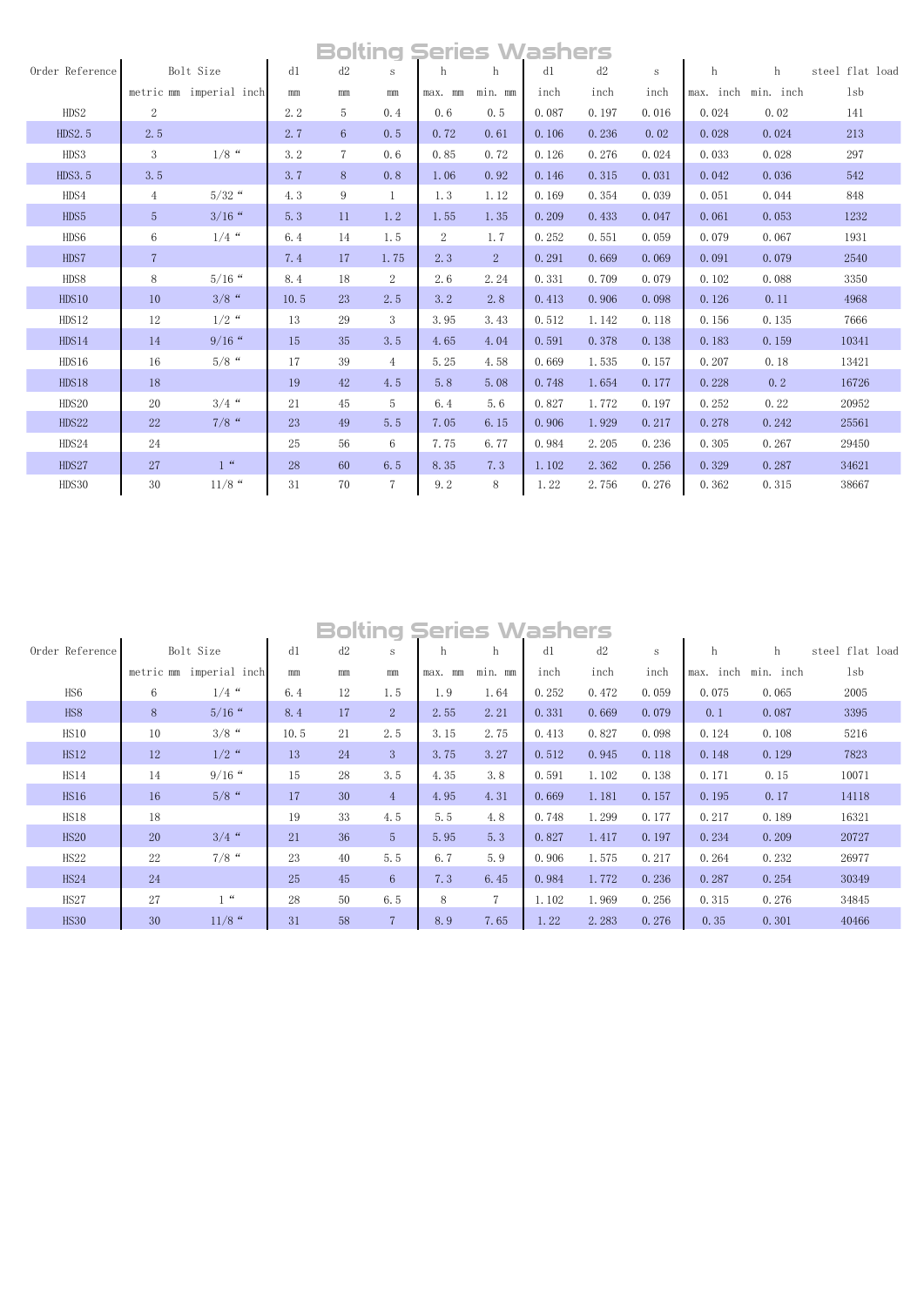## Bolting Series Washers

| Order Reference | Bolt Size | | d1 | d2 | s | h | h | d1 | d2 | s | h | h | steel flat load |
|---|---|---|---|---|---|---|---|---|---|---|---|---|---|
| | metric mm | imperial inch | mm | mm | mm | max. mm | min. mm | inch | inch | inch | max. inch | min. inch | lsb |
| HDS2 | 2 | | 2.2 | 5 | 0.4 | 0.6 | 0.5 | 0.087 | 0.197 | 0.016 | 0.024 | 0.02 | 141 |
| HDS2.5 | 2.5 | | 2.7 | 6 | 0.5 | 0.72 | 0.61 | 0.106 | 0.236 | 0.02 | 0.028 | 0.024 | 213 |
| HDS3 | 3 | 1/8 “ | 3.2 | 7 | 0.6 | 0.85 | 0.72 | 0.126 | 0.276 | 0.024 | 0.033 | 0.028 | 297 |
| HDS3.5 | 3.5 | | 3.7 | 8 | 0.8 | 1.06 | 0.92 | 0.146 | 0.315 | 0.031 | 0.042 | 0.036 | 542 |
| HDS4 | 4 | 5/32 “ | 4.3 | 9 | 1 | 1.3 | 1.12 | 0.169 | 0.354 | 0.039 | 0.051 | 0.044 | 848 |
| HDS5 | 5 | 3/16 “ | 5.3 | 11 | 1.2 | 1.55 | 1.35 | 0.209 | 0.433 | 0.047 | 0.061 | 0.053 | 1232 |
| HDS6 | 6 | 1/4 “ | 6.4 | 14 | 1.5 | 2 | 1.7 | 0.252 | 0.551 | 0.059 | 0.079 | 0.067 | 1931 |
| HDS7 | 7 | | 7.4 | 17 | 1.75 | 2.3 | 2 | 0.291 | 0.669 | 0.069 | 0.091 | 0.079 | 2540 |
| HDS8 | 8 | 5/16 “ | 8.4 | 18 | 2 | 2.6 | 2.24 | 0.331 | 0.709 | 0.079 | 0.102 | 0.088 | 3350 |
| HDS10 | 10 | 3/8 “ | 10.5 | 23 | 2.5 | 3.2 | 2.8 | 0.413 | 0.906 | 0.098 | 0.126 | 0.11 | 4968 |
| HDS12 | 12 | 1/2 “ | 13 | 29 | 3 | 3.95 | 3.43 | 0.512 | 1.142 | 0.118 | 0.156 | 0.135 | 7666 |
| HDS14 | 14 | 9/16 “ | 15 | 35 | 3.5 | 4.65 | 4.04 | 0.591 | 0.378 | 0.138 | 0.183 | 0.159 | 10341 |
| HDS16 | 16 | 5/8 “ | 17 | 39 | 4 | 5.25 | 4.58 | 0.669 | 1.535 | 0.157 | 0.207 | 0.18 | 13421 |
| HDS18 | 18 | | 19 | 42 | 4.5 | 5.8 | 5.08 | 0.748 | 1.654 | 0.177 | 0.228 | 0.2 | 16726 |
| HDS20 | 20 | 3/4 “ | 21 | 45 | 5 | 6.4 | 5.6 | 0.827 | 1.772 | 0.197 | 0.252 | 0.22 | 20952 |
| HDS22 | 22 | 7/8 “ | 23 | 49 | 5.5 | 7.05 | 6.15 | 0.906 | 1.929 | 0.217 | 0.278 | 0.242 | 25561 |
| HDS24 | 24 | | 25 | 56 | 6 | 7.75 | 6.77 | 0.984 | 2.205 | 0.236 | 0.305 | 0.267 | 29450 |
| HDS27 | 27 | 1 “ | 28 | 60 | 6.5 | 8.35 | 7.3 | 1.102 | 2.362 | 0.256 | 0.329 | 0.287 | 34621 |
| HDS30 | 30 | 11/8 “ | 31 | 70 | 7 | 9.2 | 8 | 1.22 | 2.756 | 0.276 | 0.362 | 0.315 | 38667 |

## Bolting Series Washers

| Order Reference | Bolt Size | | d1 | d2 | s | h | h | d1 | d2 | s | h | h | steel flat load |
|---|---|---|---|---|---|---|---|---|---|---|---|---|---|
| | metric mm | imperial inch | mm | mm | mm | max. mm | min. mm | inch | inch | inch | max. inch | min. inch | lsb |
| HS6 | 6 | 1/4 “ | 6.4 | 12 | 1.5 | 1.9 | 1.64 | 0.252 | 0.472 | 0.059 | 0.075 | 0.065 | 2005 |
| HS8 | 8 | 5/16 “ | 8.4 | 17 | 2 | 2.55 | 2.21 | 0.331 | 0.669 | 0.079 | 0.1 | 0.087 | 3395 |
| HS10 | 10 | 3/8 “ | 10.5 | 21 | 2.5 | 3.15 | 2.75 | 0.413 | 0.827 | 0.098 | 0.124 | 0.108 | 5216 |
| HS12 | 12 | 1/2 “ | 13 | 24 | 3 | 3.75 | 3.27 | 0.512 | 0.945 | 0.118 | 0.148 | 0.129 | 7823 |
| HS14 | 14 | 9/16 “ | 15 | 28 | 3.5 | 4.35 | 3.8 | 0.591 | 1.102 | 0.138 | 0.171 | 0.15 | 10071 |
| HS16 | 16 | 5/8 “ | 17 | 30 | 4 | 4.95 | 4.31 | 0.669 | 1.181 | 0.157 | 0.195 | 0.17 | 14118 |
| HS18 | 18 | | 19 | 33 | 4.5 | 5.5 | 4.8 | 0.748 | 1.299 | 0.177 | 0.217 | 0.189 | 16321 |
| HS20 | 20 | 3/4 “ | 21 | 36 | 5 | 5.95 | 5.3 | 0.827 | 1.417 | 0.197 | 0.234 | 0.209 | 20727 |
| HS22 | 22 | 7/8 “ | 23 | 40 | 5.5 | 6.7 | 5.9 | 0.906 | 1.575 | 0.217 | 0.264 | 0.232 | 26977 |
| HS24 | 24 | | 25 | 45 | 6 | 7.3 | 6.45 | 0.984 | 1.772 | 0.236 | 0.287 | 0.254 | 30349 |
| HS27 | 27 | 1 “ | 28 | 50 | 6.5 | 8 | 7 | 1.102 | 1.969 | 0.256 | 0.315 | 0.276 | 34845 |
| HS30 | 30 | 11/8 “ | 31 | 58 | 7 | 8.9 | 7.65 | 1.22 | 2.283 | 0.276 | 0.35 | 0.301 | 40466 |